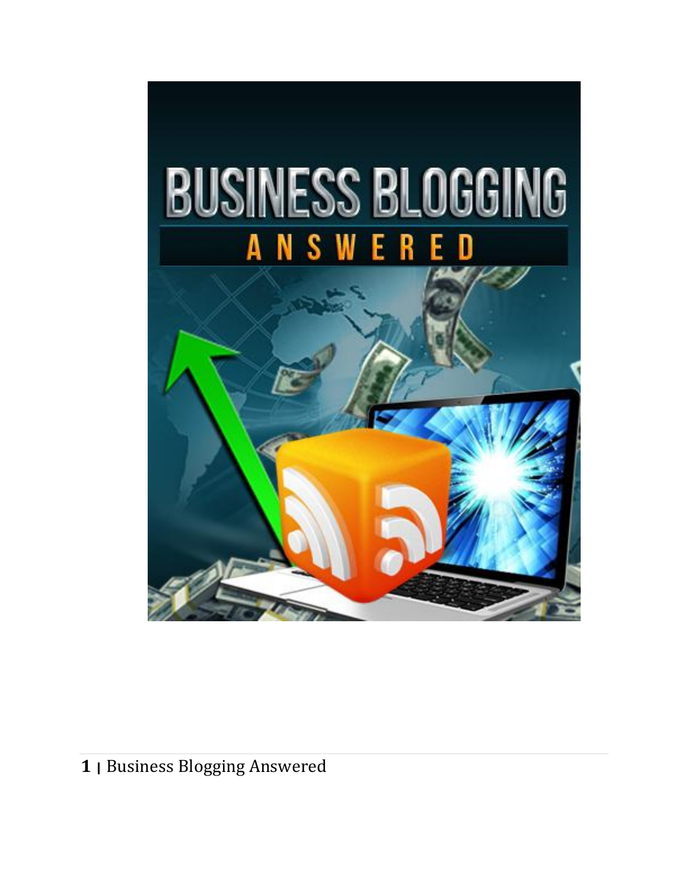# BUSINESS BLOGGING

## ANSWERED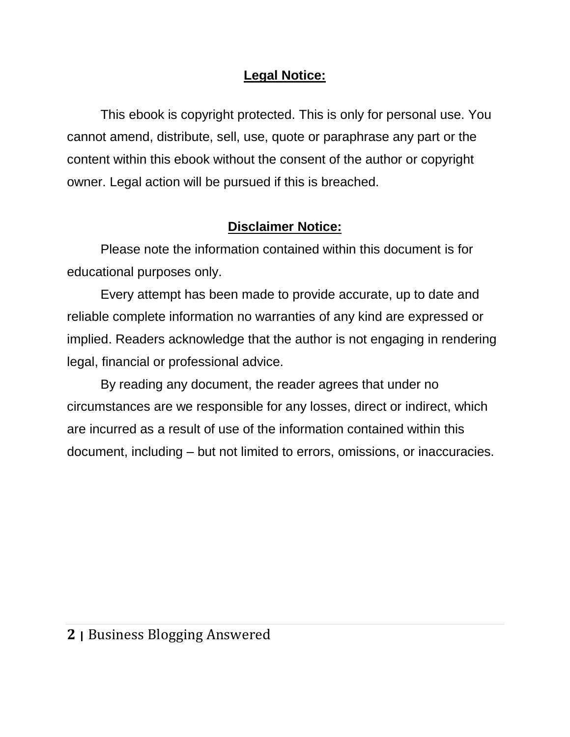## Legal Notice:

This ebook is copyright protected. This is only for personal use. You cannot amend, distribute, sell, use, quote or paraphrase any part or the content within this ebook without the consent of the author or copyright owner. Legal action will be pursued if this is breached.

## Disclaimer Notice:

Please note the information contained within this document is for educational purposes only.

Every attempt has been made to provide accurate, up to date and reliable complete information no warranties of any kind are expressed or implied. Readers acknowledge that the author is not engaging in rendering legal, financial or professional advice.

By reading any document, the reader agrees that under no circumstances are we responsible for any losses, direct or indirect, which are incurred as a result of use of the information contained within this document, including – but not limited to errors, omissions, or inaccuracies.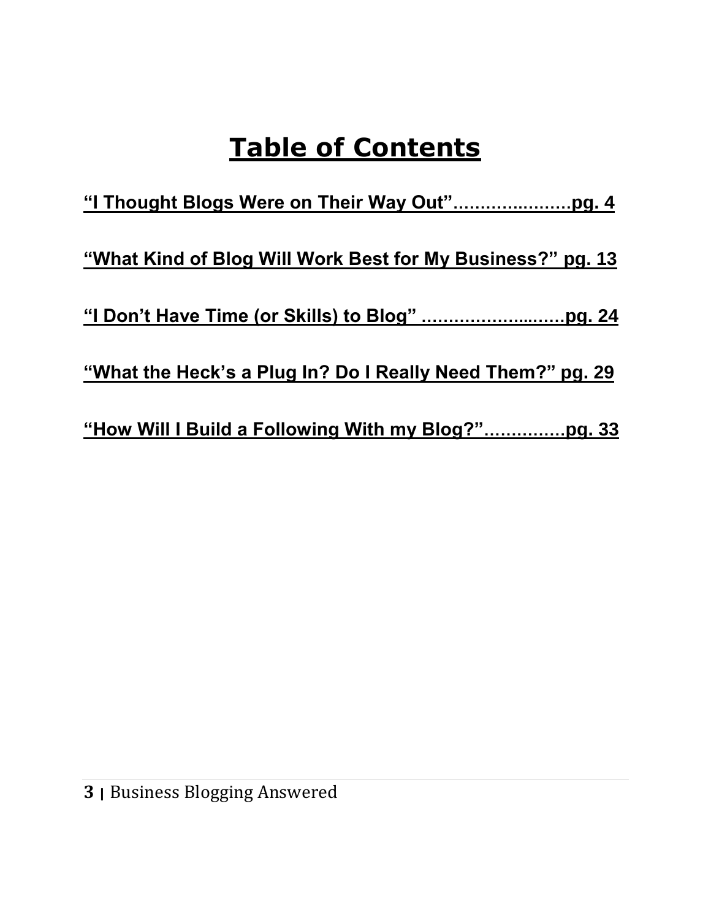# Table of Contents

**“I Thought Blogs Were on Their Way Out”.......................pg. 4**

**“What Kind of Blog Will Work Best for My Business?” pg. 13**

**“I Don’t Have Time (or Skills) to Blog” ..........................pg. 24**

**“What the Heck’s a Plug In? Do I Really Need Them?” pg. 29**

**“How Will I Build a Following With my Blog?”...............pg. 33**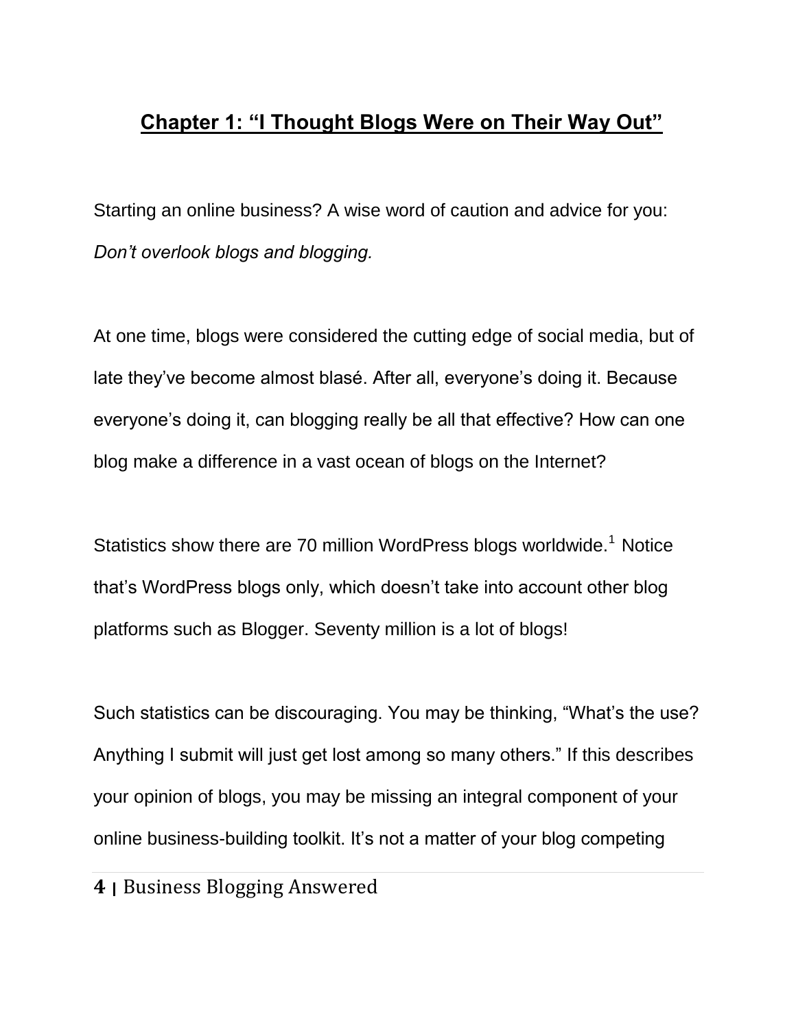## Chapter 1: "I Thought Blogs Were on Their Way Out"

Starting an online business? A wise word of caution and advice for you: *Don't overlook blogs and blogging.*

At one time, blogs were considered the cutting edge of social media, but of late they've become almost blasé. After all, everyone's doing it. Because everyone's doing it, can blogging really be all that effective? How can one blog make a difference in a vast ocean of blogs on the Internet?

Statistics show there are 70 million WordPress blogs worldwide.[1] Notice that's WordPress blogs only, which doesn't take into account other blog platforms such as Blogger. Seventy million is a lot of blogs!

Such statistics can be discouraging. You may be thinking, "What's the use? Anything I submit will just get lost among so many others." If this describes your opinion of blogs, you may be missing an integral component of your online business-building toolkit. It's not a matter of your blog competing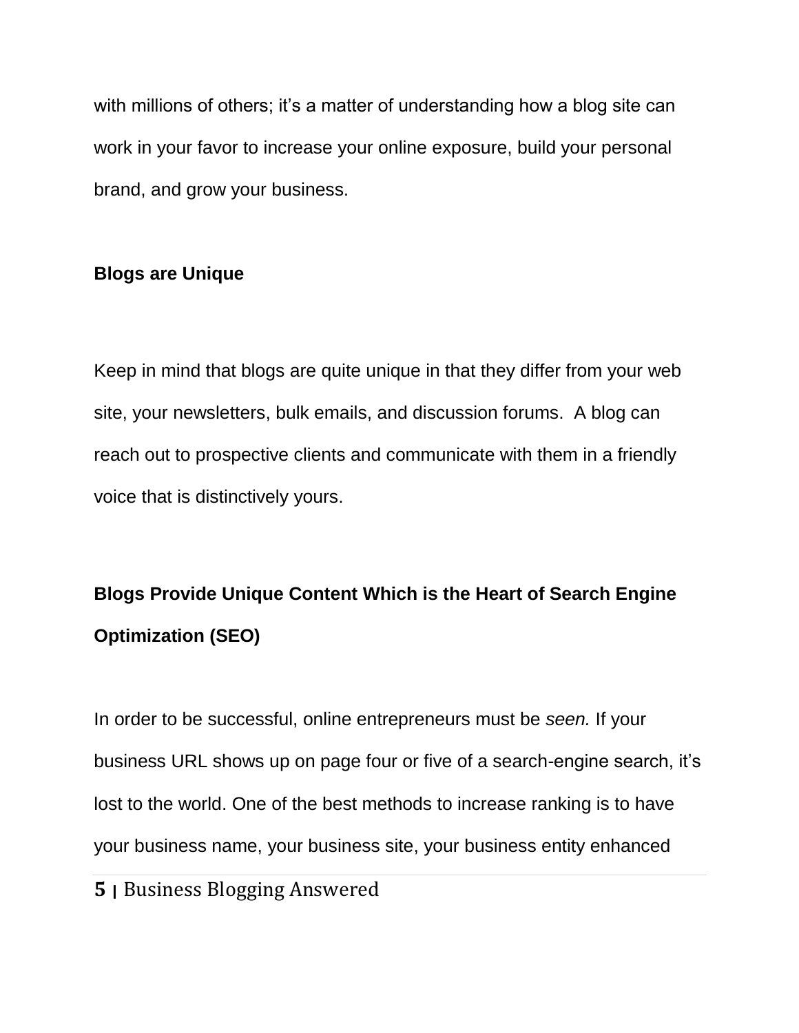with millions of others; it's a matter of understanding how a blog site can work in your favor to increase your online exposure, build your personal brand, and grow your business.

## Blogs are Unique

Keep in mind that blogs are quite unique in that they differ from your web site, your newsletters, bulk emails, and discussion forums. A blog can reach out to prospective clients and communicate with them in a friendly voice that is distinctively yours.

## Blogs Provide Unique Content Which is the Heart of Search Engine Optimization (SEO)

In order to be successful, online entrepreneurs must be *seen.* If your business URL shows up on page four or five of a search-engine search, it's lost to the world. One of the best methods to increase ranking is to have your business name, your business site, your business entity enhanced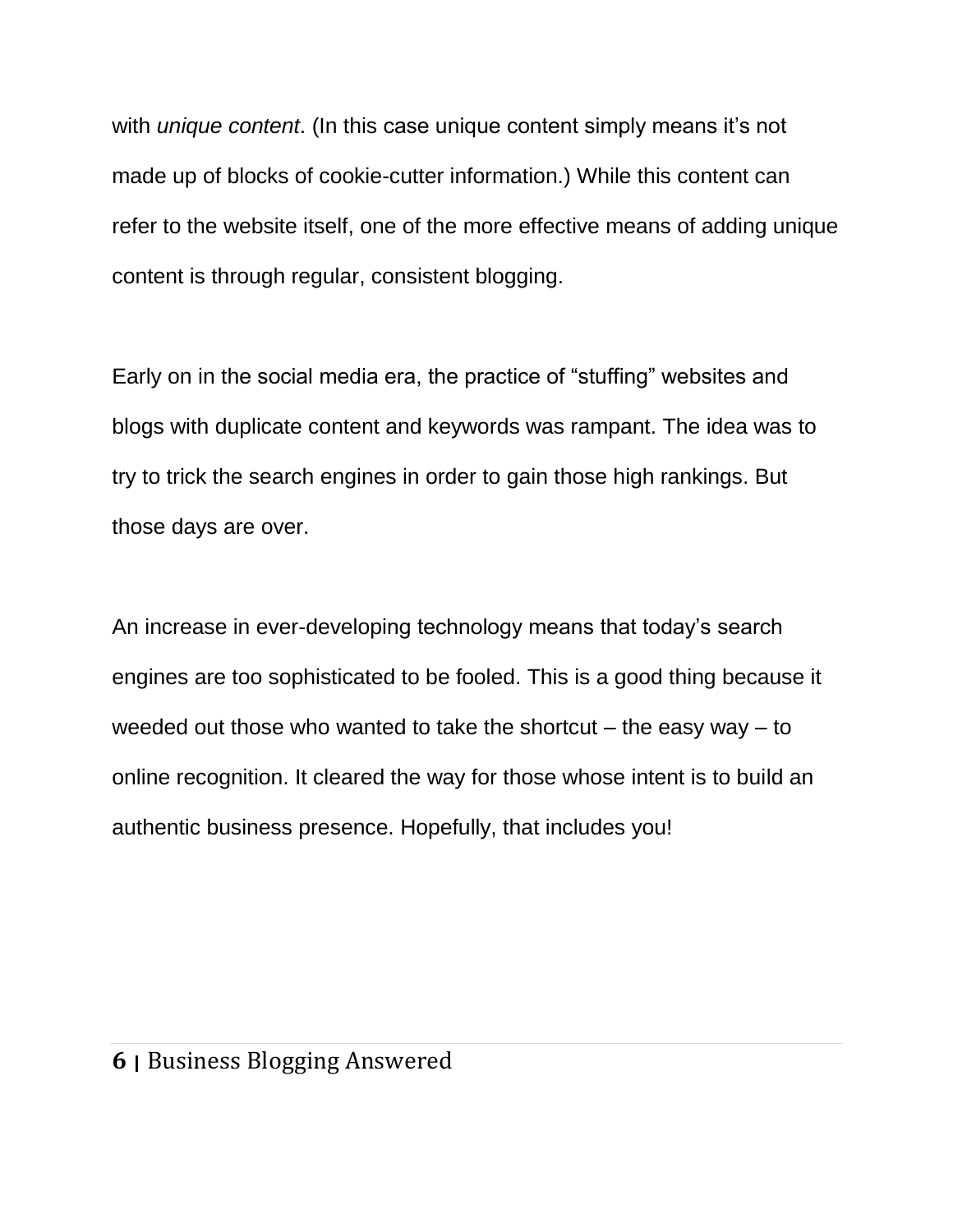with *unique content*. (In this case unique content simply means it's not made up of blocks of cookie-cutter information.) While this content can refer to the website itself, one of the more effective means of adding unique content is through regular, consistent blogging.

Early on in the social media era, the practice of "stuffing" websites and blogs with duplicate content and keywords was rampant. The idea was to try to trick the search engines in order to gain those high rankings. But those days are over.

An increase in ever-developing technology means that today's search engines are too sophisticated to be fooled. This is a good thing because it weeded out those who wanted to take the shortcut – the easy way – to online recognition. It cleared the way for those whose intent is to build an authentic business presence. Hopefully, that includes you!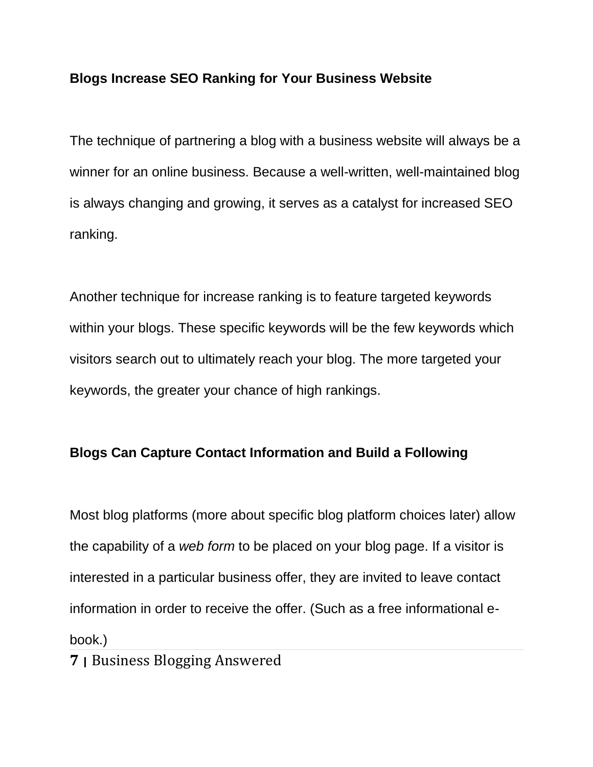## Blogs Increase SEO Ranking for Your Business Website

The technique of partnering a blog with a business website will always be a winner for an online business. Because a well-written, well-maintained blog is always changing and growing, it serves as a catalyst for increased SEO ranking.

Another technique for increase ranking is to feature targeted keywords within your blogs. These specific keywords will be the few keywords which visitors search out to ultimately reach your blog. The more targeted your keywords, the greater your chance of high rankings.

## Blogs Can Capture Contact Information and Build a Following

Most blog platforms (more about specific blog platform choices later) allow the capability of a *web form* to be placed on your blog page. If a visitor is interested in a particular business offer, they are invited to leave contact information in order to receive the offer. (Such as a free informational e-book.)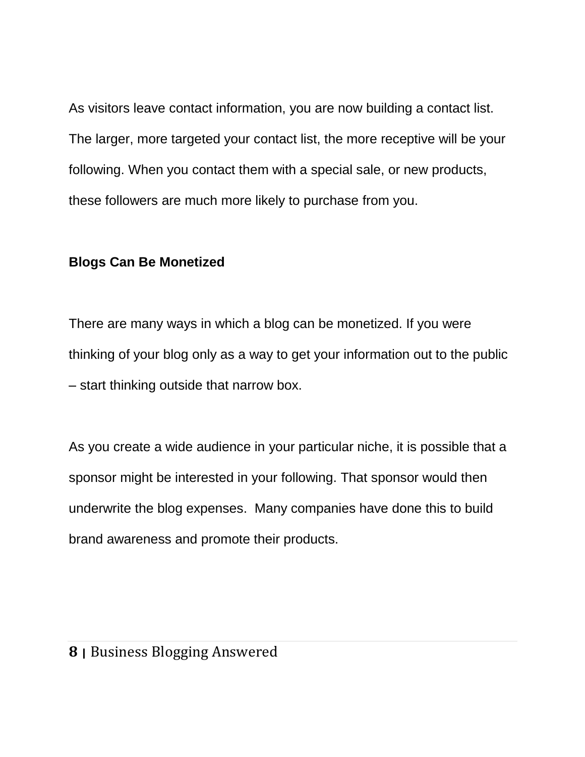As visitors leave contact information, you are now building a contact list. The larger, more targeted your contact list, the more receptive will be your following. When you contact them with a special sale, or new products, these followers are much more likely to purchase from you.

**Blogs Can Be Monetized**

There are many ways in which a blog can be monetized. If you were thinking of your blog only as a way to get your information out to the public – start thinking outside that narrow box.

As you create a wide audience in your particular niche, it is possible that a sponsor might be interested in your following. That sponsor would then underwrite the blog expenses. Many companies have done this to build brand awareness and promote their products.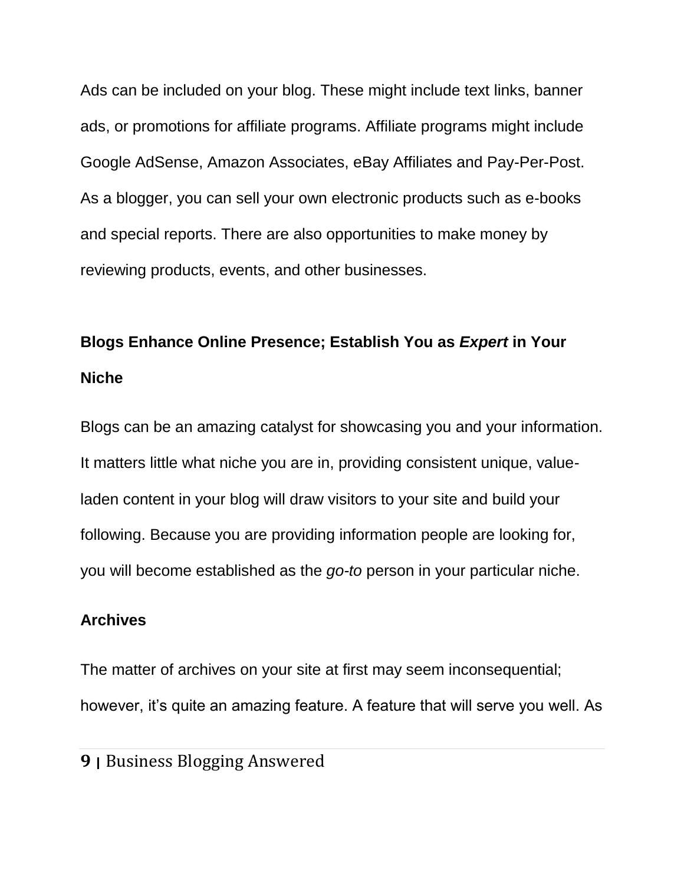Ads can be included on your blog. These might include text links, banner ads, or promotions for affiliate programs. Affiliate programs might include Google AdSense, Amazon Associates, eBay Affiliates and Pay-Per-Post. As a blogger, you can sell your own electronic products such as e-books and special reports. There are also opportunities to make money by reviewing products, events, and other businesses.

## Blogs Enhance Online Presence; Establish You as *Expert* in Your Niche

Blogs can be an amazing catalyst for showcasing you and your information. It matters little what niche you are in, providing consistent unique, value-laden content in your blog will draw visitors to your site and build your following. Because you are providing information people are looking for, you will become established as the *go-to* person in your particular niche.

## Archives

The matter of archives on your site at first may seem inconsequential; however, it's quite an amazing feature. A feature that will serve you well. As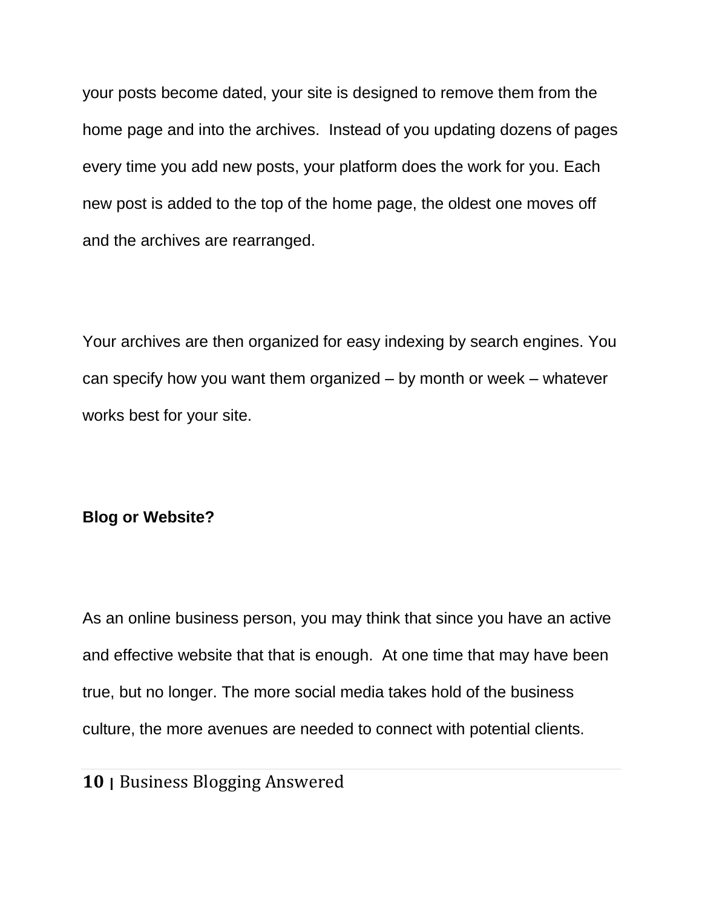your posts become dated, your site is designed to remove them from the home page and into the archives. Instead of you updating dozens of pages every time you add new posts, your platform does the work for you. Each new post is added to the top of the home page, the oldest one moves off and the archives are rearranged.

Your archives are then organized for easy indexing by search engines. You can specify how you want them organized – by month or week – whatever works best for your site.

**Blog or Website?**

As an online business person, you may think that since you have an active and effective website that that is enough. At one time that may have been true, but no longer. The more social media takes hold of the business culture, the more avenues are needed to connect with potential clients.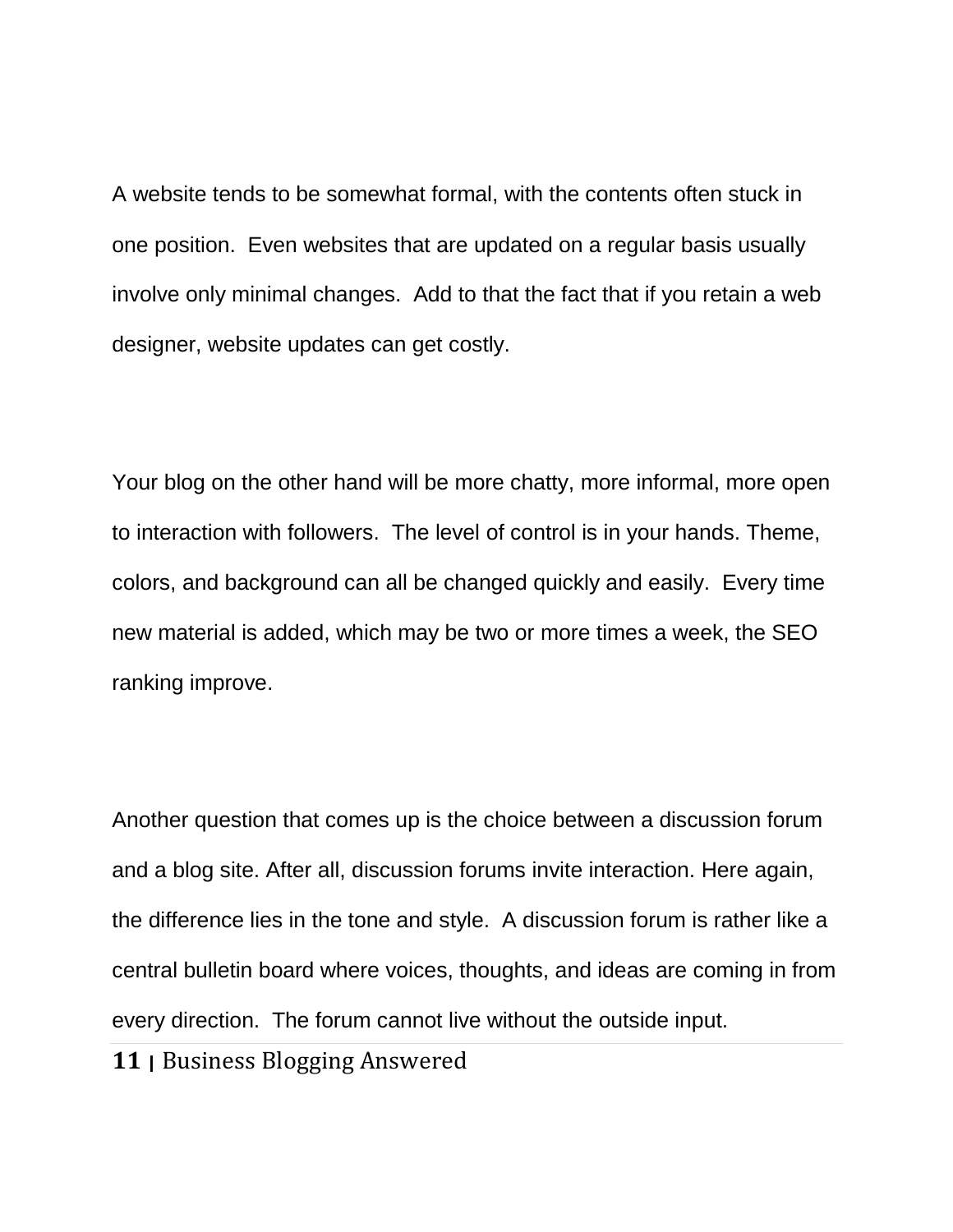A website tends to be somewhat formal, with the contents often stuck in one position.  Even websites that are updated on a regular basis usually involve only minimal changes.  Add to that the fact that if you retain a web designer, website updates can get costly.

Your blog on the other hand will be more chatty, more informal, more open to interaction with followers.  The level of control is in your hands. Theme, colors, and background can all be changed quickly and easily.  Every time new material is added, which may be two or more times a week, the SEO ranking improve.

Another question that comes up is the choice between a discussion forum and a blog site. After all, discussion forums invite interaction. Here again, the difference lies in the tone and style.  A discussion forum is rather like a central bulletin board where voices, thoughts, and ideas are coming in from every direction.  The forum cannot live without the outside input.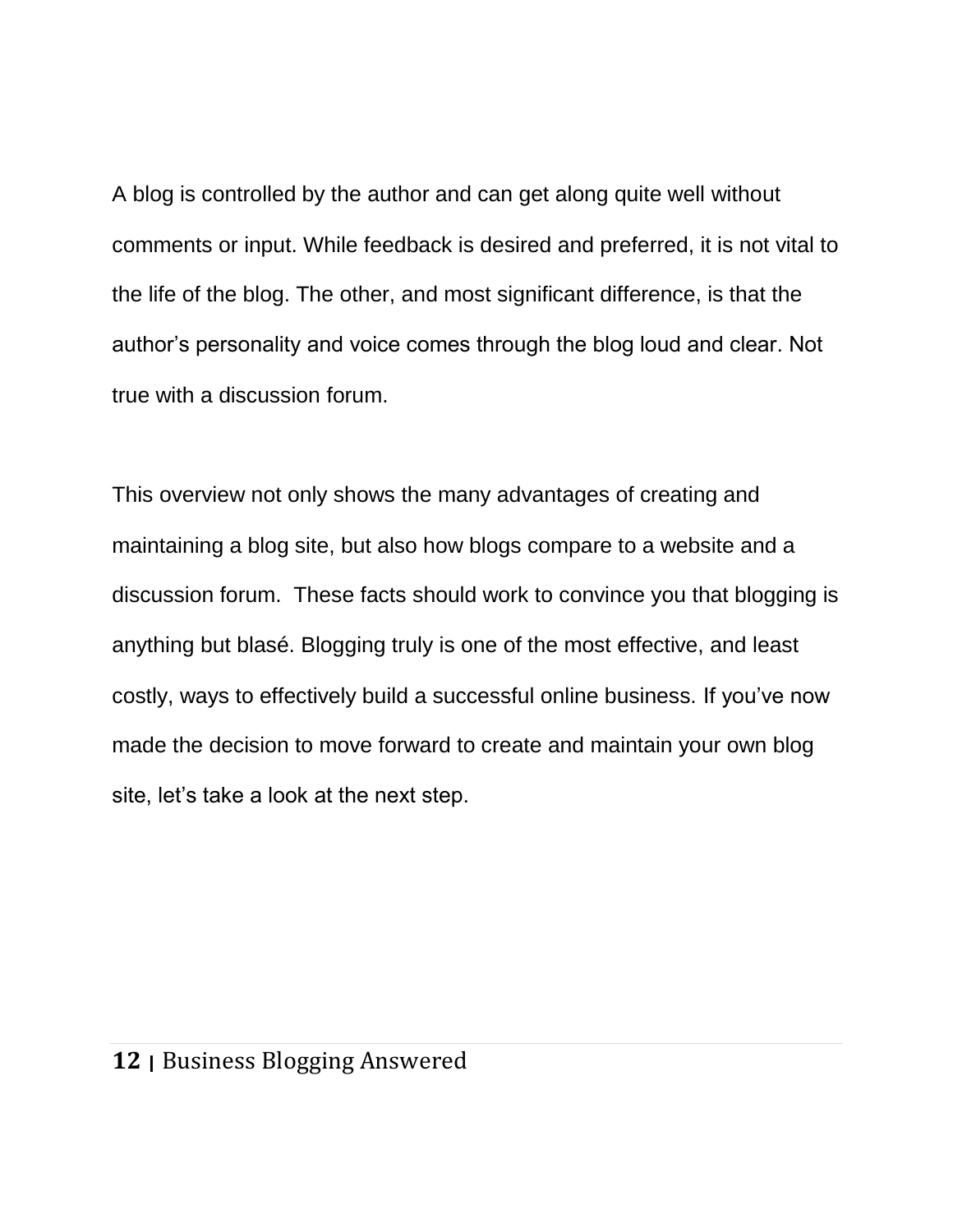A blog is controlled by the author and can get along quite well without comments or input. While feedback is desired and preferred, it is not vital to the life of the blog. The other, and most significant difference, is that the author's personality and voice comes through the blog loud and clear. Not true with a discussion forum.

This overview not only shows the many advantages of creating and maintaining a blog site, but also how blogs compare to a website and a discussion forum.  These facts should work to convince you that blogging is anything but blasé. Blogging truly is one of the most effective, and least costly, ways to effectively build a successful online business. If you've now made the decision to move forward to create and maintain your own blog site, let's take a look at the next step.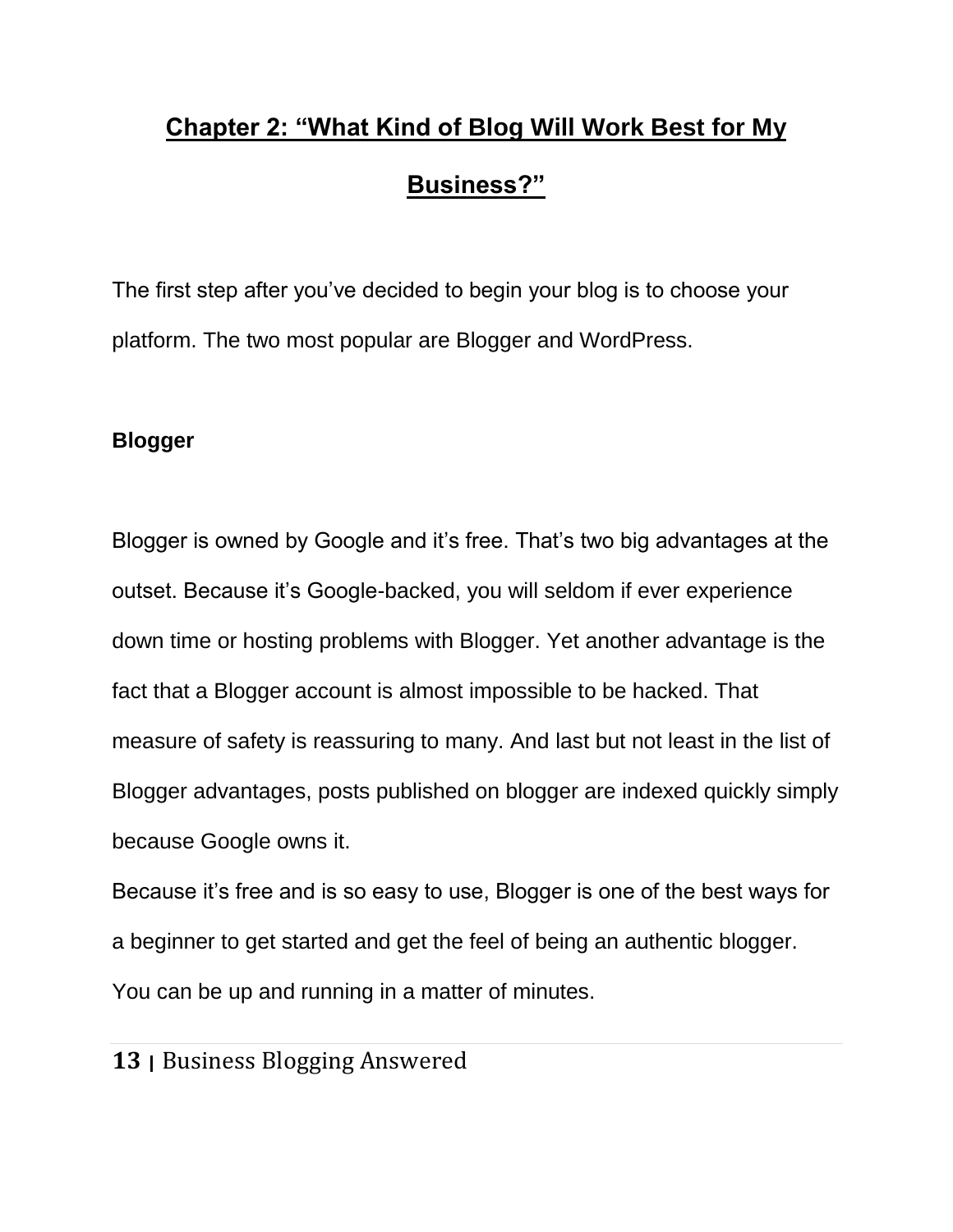## Chapter 2: "What Kind of Blog Will Work Best for My Business?"

The first step after you've decided to begin your blog is to choose your platform. The two most popular are Blogger and WordPress.

**Blogger**

Blogger is owned by Google and it's free. That's two big advantages at the outset. Because it's Google-backed, you will seldom if ever experience down time or hosting problems with Blogger. Yet another advantage is the fact that a Blogger account is almost impossible to be hacked. That measure of safety is reassuring to many. And last but not least in the list of Blogger advantages, posts published on blogger are indexed quickly simply because Google owns it.

Because it's free and is so easy to use, Blogger is one of the best ways for a beginner to get started and get the feel of being an authentic blogger. You can be up and running in a matter of minutes.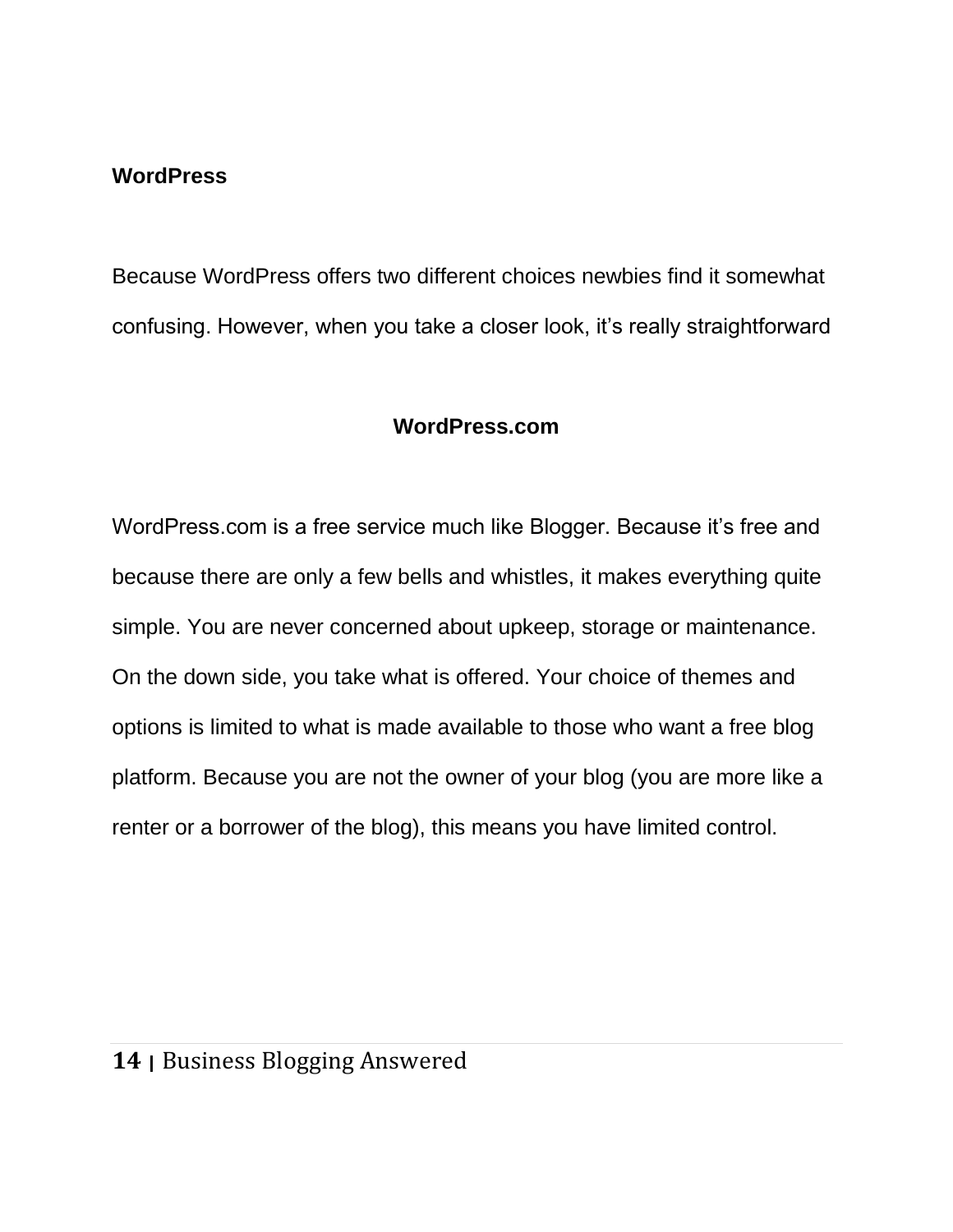## WordPress

Because WordPress offers two different choices newbies find it somewhat confusing. However, when you take a closer look, it’s really straightforward

### WordPress.com

WordPress.com is a free service much like Blogger. Because it’s free and because there are only a few bells and whistles, it makes everything quite simple. You are never concerned about upkeep, storage or maintenance. On the down side, you take what is offered. Your choice of themes and options is limited to what is made available to those who want a free blog platform. Because you are not the owner of your blog (you are more like a renter or a borrower of the blog), this means you have limited control.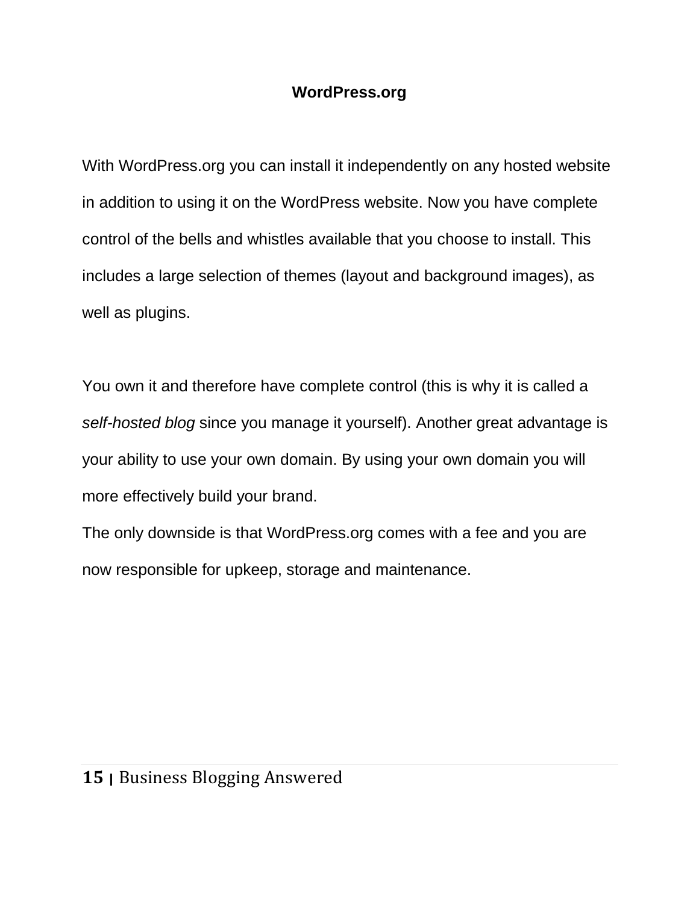## WordPress.org

With WordPress.org you can install it independently on any hosted website in addition to using it on the WordPress website. Now you have complete control of the bells and whistles available that you choose to install. This includes a large selection of themes (layout and background images), as well as plugins.

You own it and therefore have complete control (this is why it is called a *self-hosted blog* since you manage it yourself). Another great advantage is your ability to use your own domain. By using your own domain you will more effectively build your brand.

The only downside is that WordPress.org comes with a fee and you are now responsible for upkeep, storage and maintenance.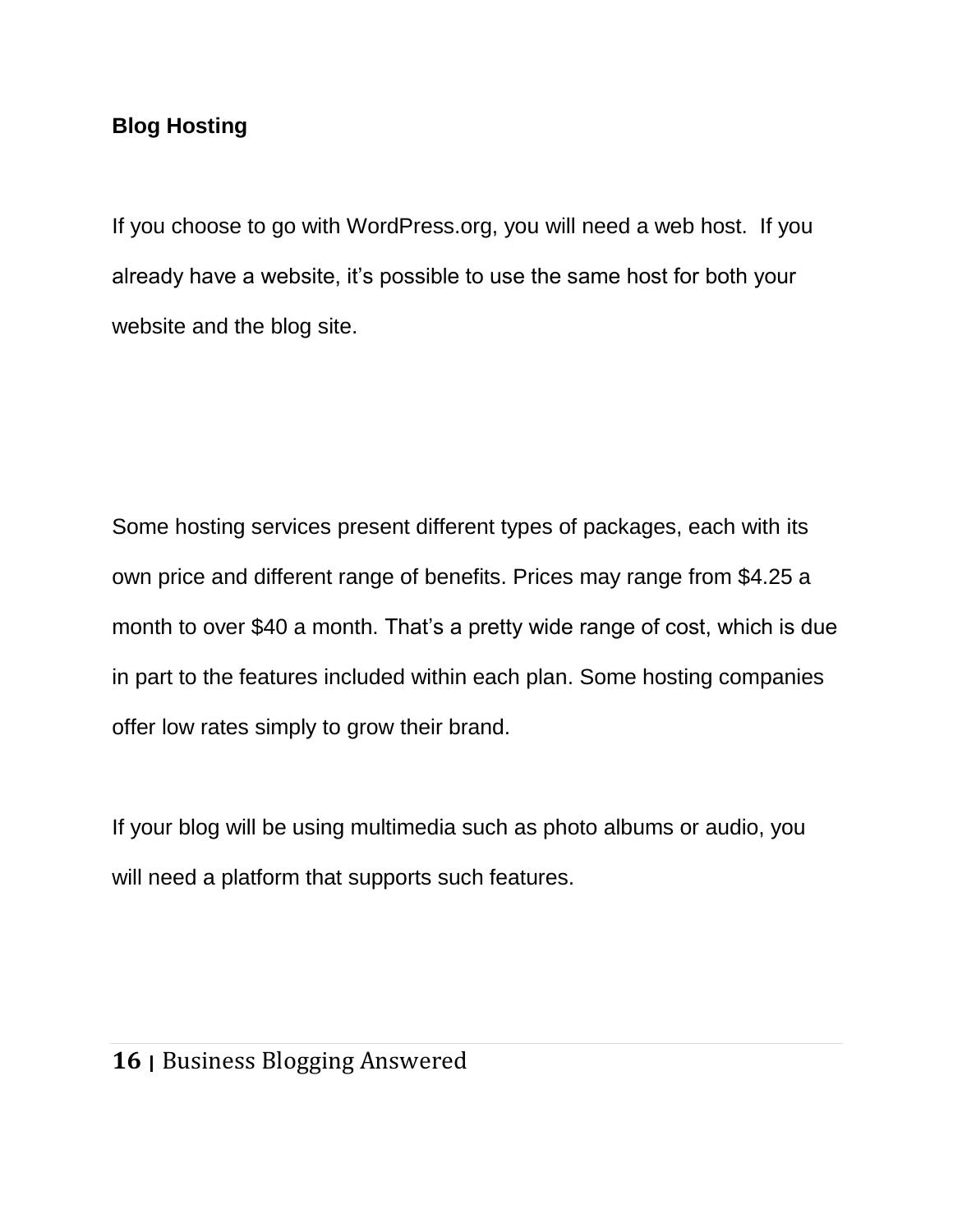## Blog Hosting

If you choose to go with WordPress.org, you will need a web host. If you already have a website, it's possible to use the same host for both your website and the blog site.

Some hosting services present different types of packages, each with its own price and different range of benefits. Prices may range from $4.25 a month to over $40 a month. That's a pretty wide range of cost, which is due in part to the features included within each plan. Some hosting companies offer low rates simply to grow their brand.

If your blog will be using multimedia such as photo albums or audio, you will need a platform that supports such features.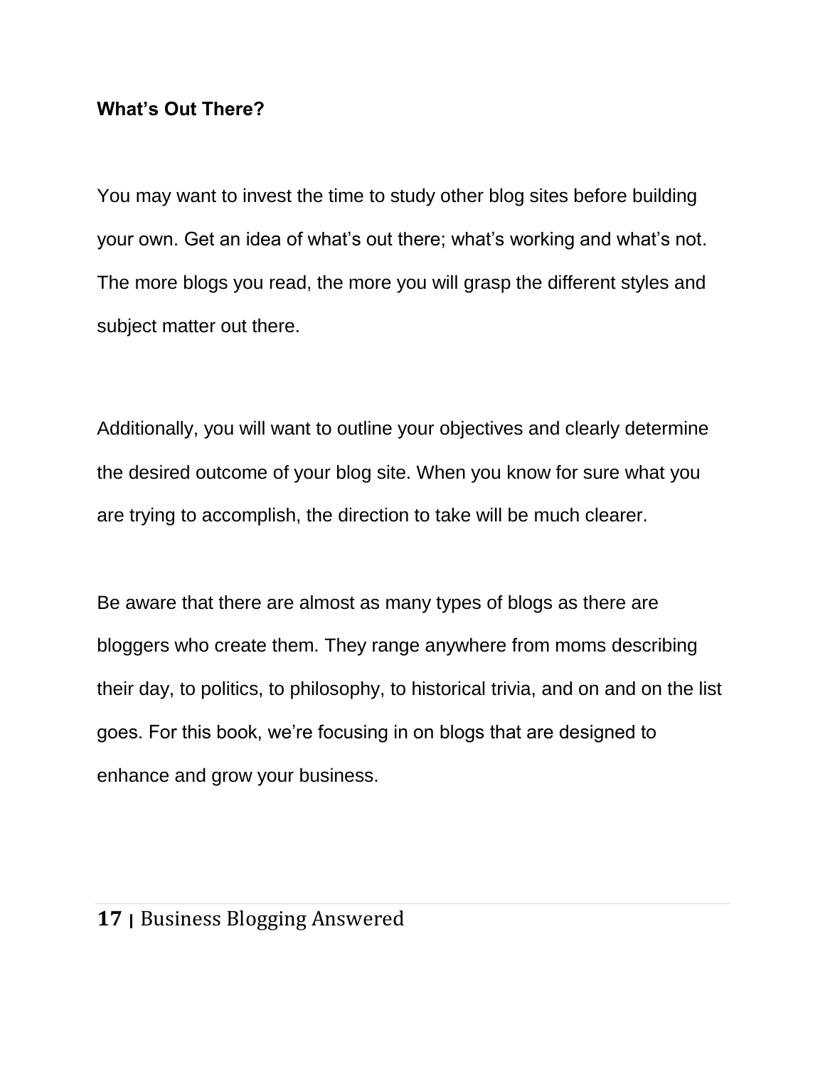### What's Out There?

You may want to invest the time to study other blog sites before building your own. Get an idea of what's out there; what's working and what's not. The more blogs you read, the more you will grasp the different styles and subject matter out there.

Additionally, you will want to outline your objectives and clearly determine the desired outcome of your blog site. When you know for sure what you are trying to accomplish, the direction to take will be much clearer.

Be aware that there are almost as many types of blogs as there are bloggers who create them. They range anywhere from moms describing their day, to politics, to philosophy, to historical trivia, and on and on the list goes. For this book, we're focusing in on blogs that are designed to enhance and grow your business.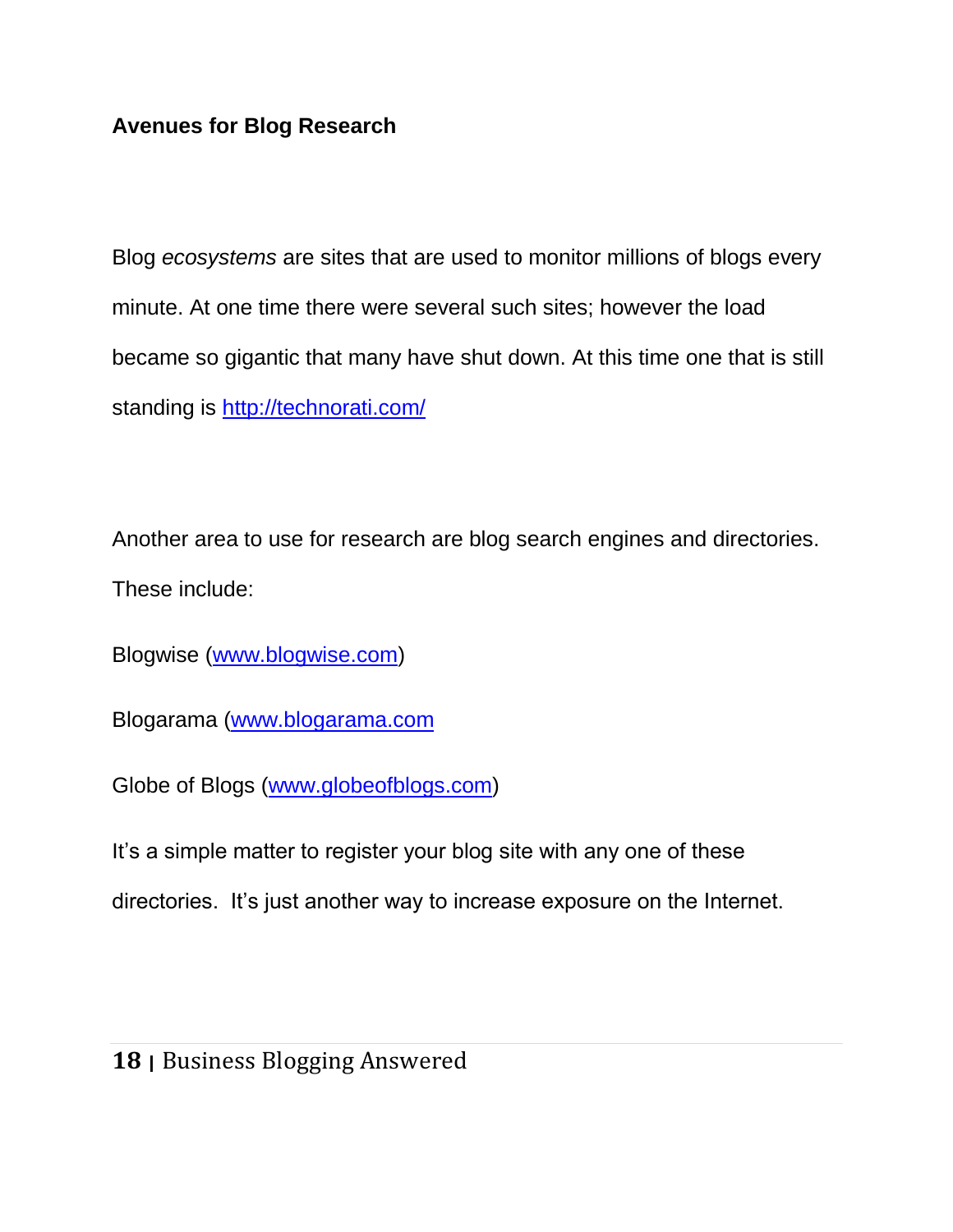**Avenues for Blog Research**

Blog *ecosystems* are sites that are used to monitor millions of blogs every minute. At one time there were several such sites; however the load became so gigantic that many have shut down. At this time one that is still standing is http://technorati.com/

Another area to use for research are blog search engines and directories. These include:

Blogwise (www.blogwise.com)

Blogarama (www.blogarama.com

Globe of Blogs (www.globeofblogs.com)

It's a simple matter to register your blog site with any one of these directories. It's just another way to increase exposure on the Internet.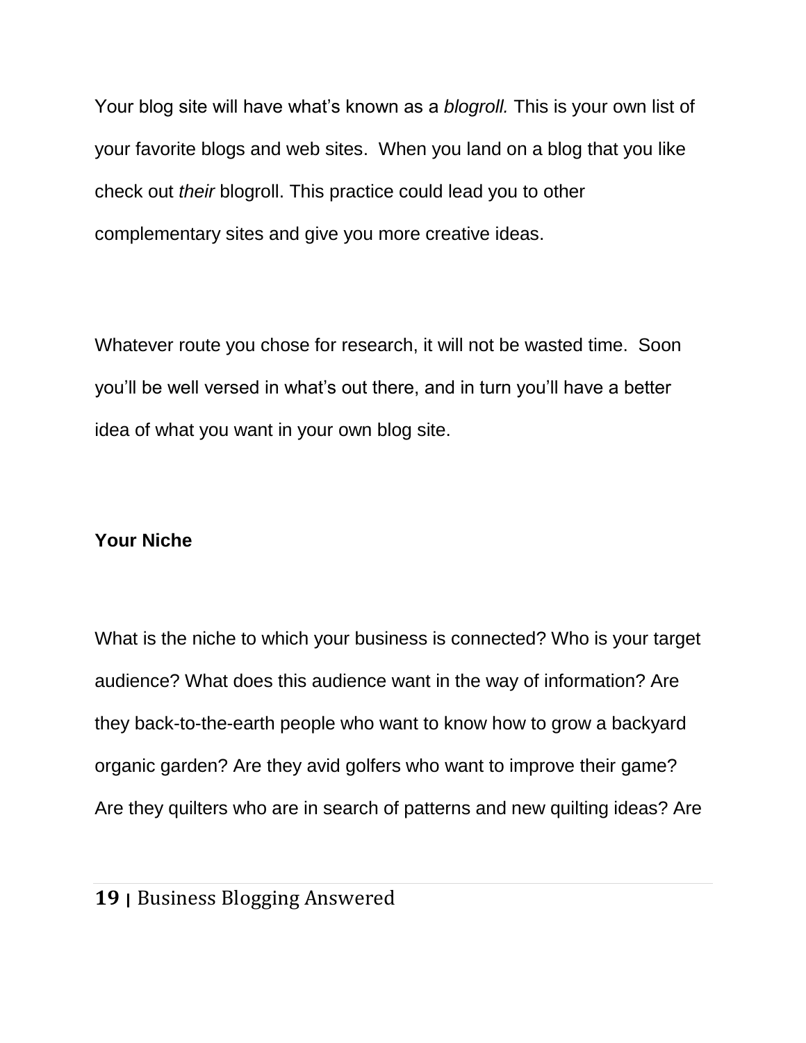Your blog site will have what's known as a *blogroll.* This is your own list of your favorite blogs and web sites. When you land on a blog that you like check out *their* blogroll. This practice could lead you to other complementary sites and give you more creative ideas.

Whatever route you chose for research, it will not be wasted time. Soon you'll be well versed in what's out there, and in turn you'll have a better idea of what you want in your own blog site.

**Your Niche**

What is the niche to which your business is connected? Who is your target audience? What does this audience want in the way of information? Are they back-to-the-earth people who want to know how to grow a backyard organic garden? Are they avid golfers who want to improve their game? Are they quilters who are in search of patterns and new quilting ideas? Are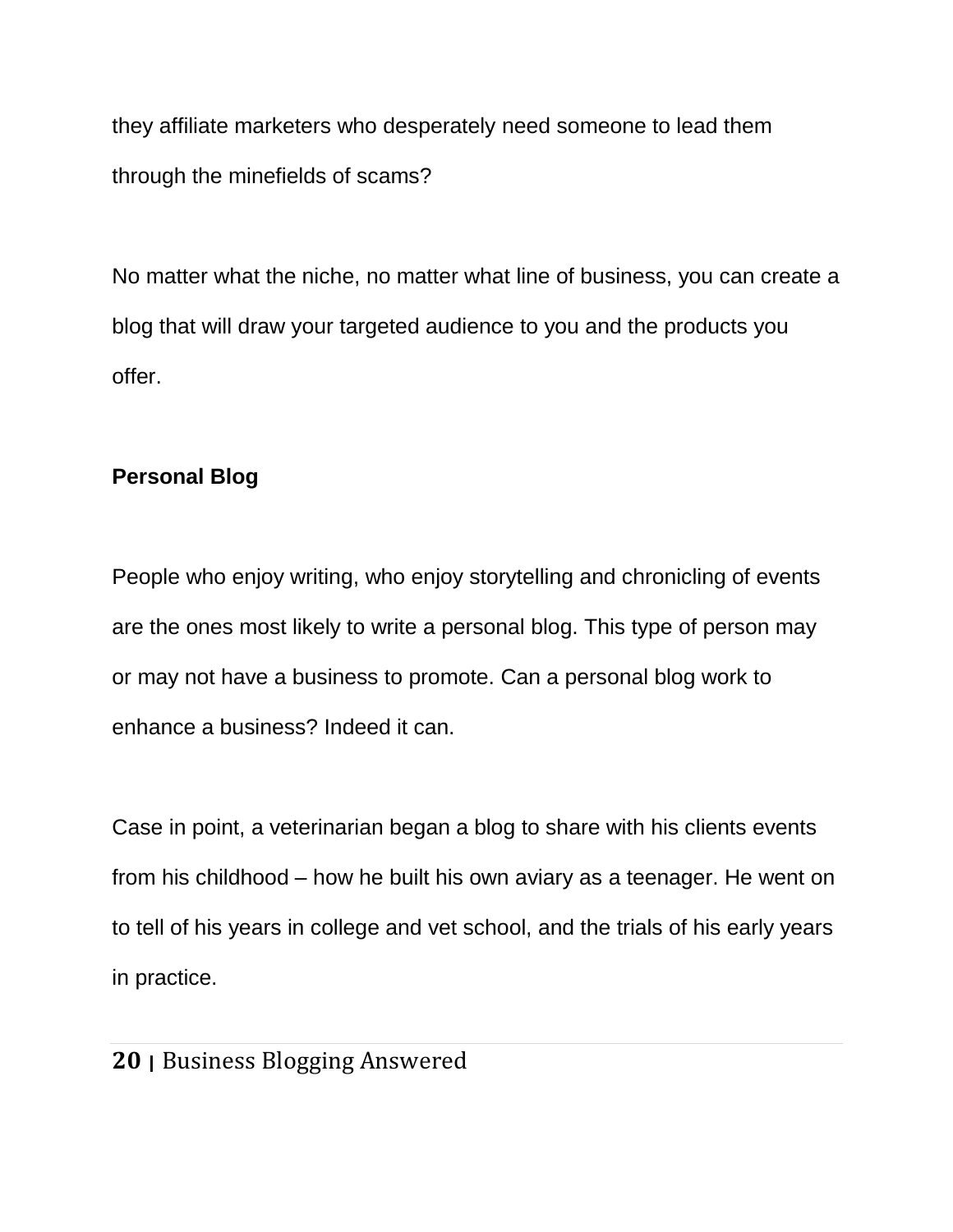they affiliate marketers who desperately need someone to lead them through the minefields of scams?

No matter what the niche, no matter what line of business, you can create a blog that will draw your targeted audience to you and the products you offer.

**Personal Blog**

People who enjoy writing, who enjoy storytelling and chronicling of events are the ones most likely to write a personal blog. This type of person may or may not have a business to promote. Can a personal blog work to enhance a business? Indeed it can.

Case in point, a veterinarian began a blog to share with his clients events from his childhood – how he built his own aviary as a teenager. He went on to tell of his years in college and vet school, and the trials of his early years in practice.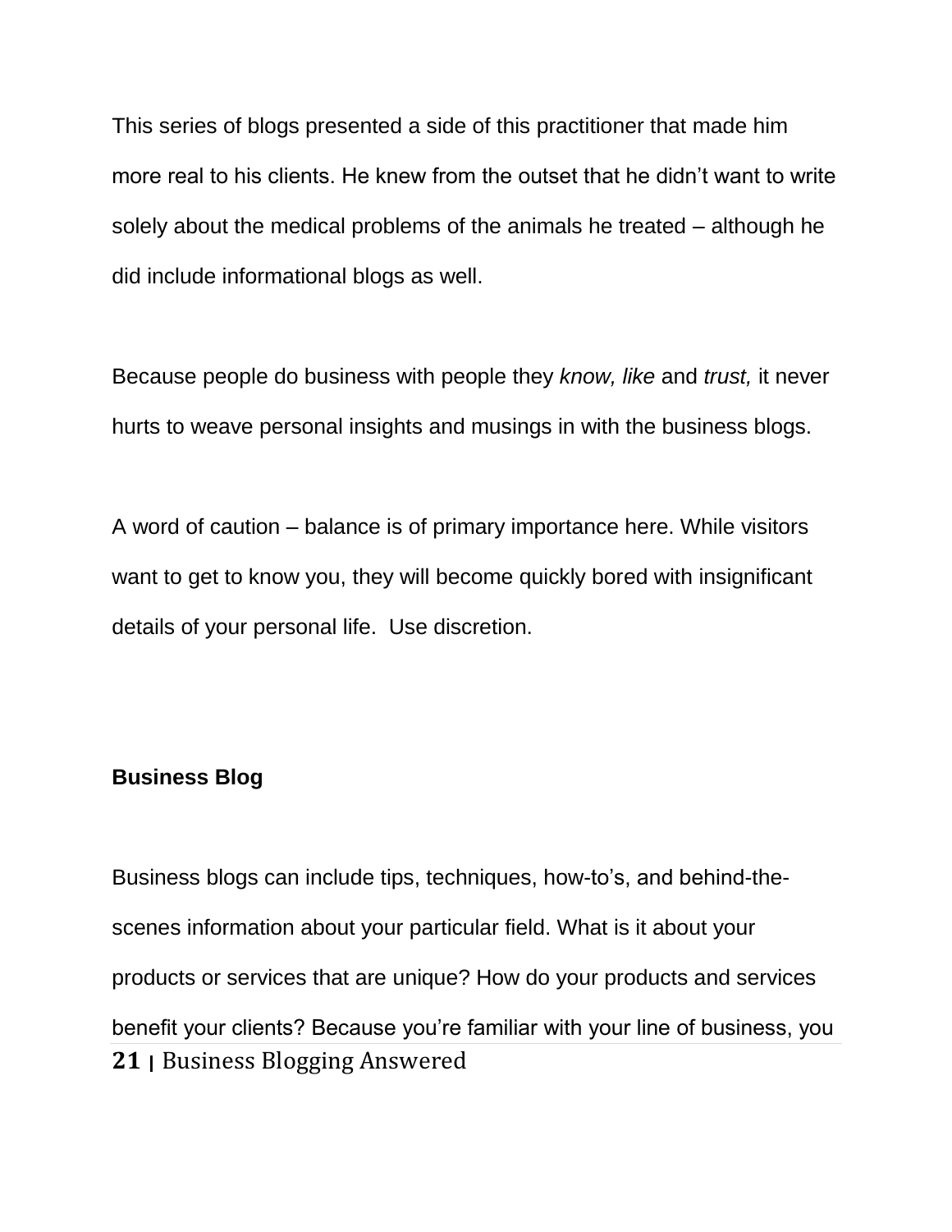This series of blogs presented a side of this practitioner that made him more real to his clients. He knew from the outset that he didn't want to write solely about the medical problems of the animals he treated – although he did include informational blogs as well.

Because people do business with people they *know, like* and *trust,* it never hurts to weave personal insights and musings in with the business blogs.

A word of caution – balance is of primary importance here. While visitors want to get to know you, they will become quickly bored with insignificant details of your personal life. Use discretion.

**Business Blog**

Business blogs can include tips, techniques, how-to's, and behind-the-scenes information about your particular field. What is it about your products or services that are unique? How do your products and services benefit your clients? Because you're familiar with your line of business, you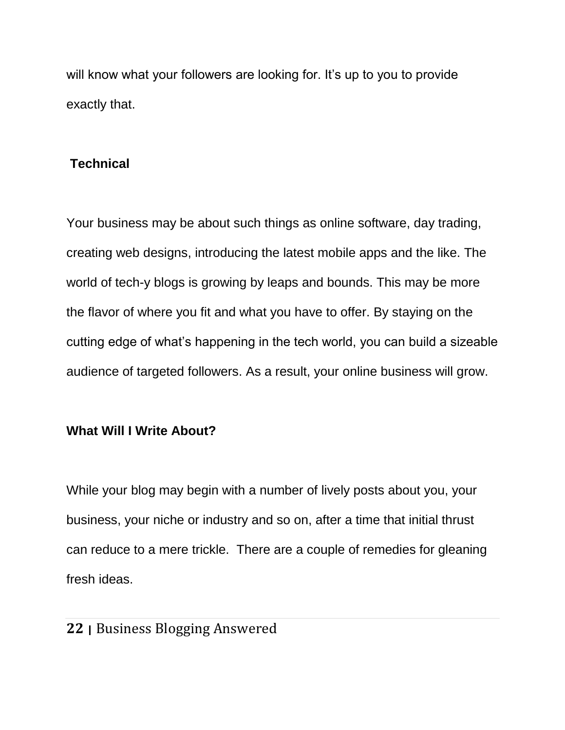will know what your followers are looking for. It's up to you to provide exactly that.

### Technical

Your business may be about such things as online software, day trading, creating web designs, introducing the latest mobile apps and the like. The world of tech-y blogs is growing by leaps and bounds. This may be more the flavor of where you fit and what you have to offer. By staying on the cutting edge of what's happening in the tech world, you can build a sizeable audience of targeted followers. As a result, your online business will grow.

### What Will I Write About?

While your blog may begin with a number of lively posts about you, your business, your niche or industry and so on, after a time that initial thrust can reduce to a mere trickle.  There are a couple of remedies for gleaning fresh ideas.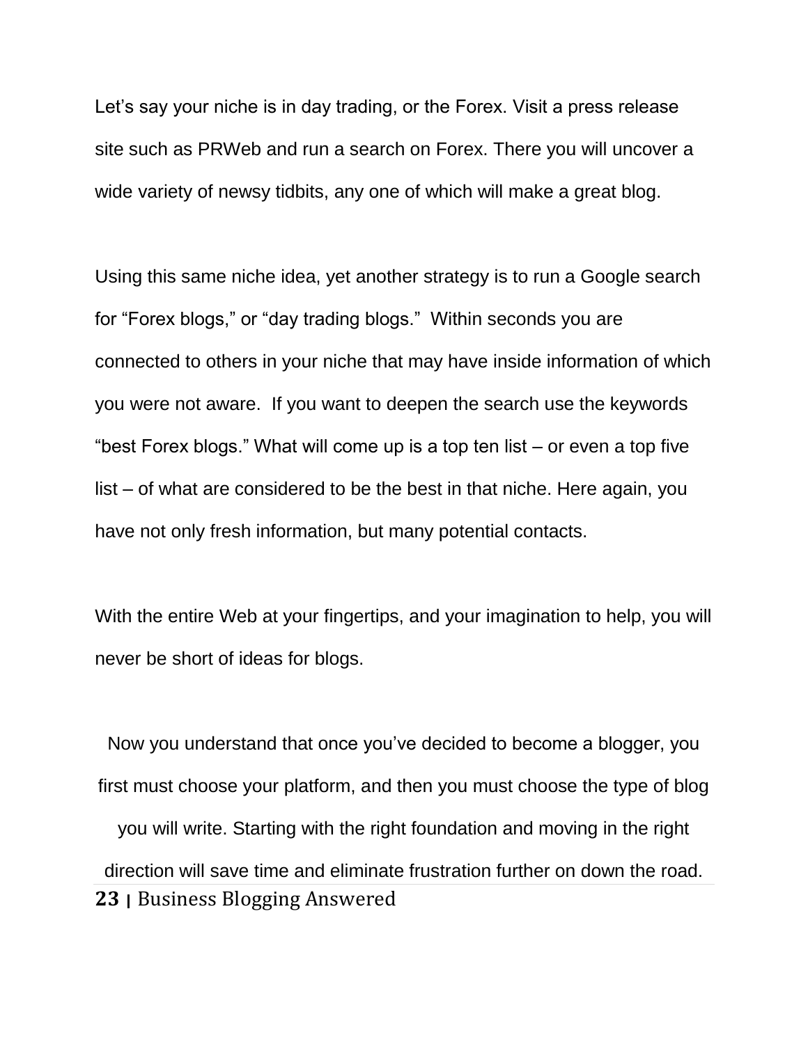Let’s say your niche is in day trading, or the Forex. Visit a press release site such as PRWeb and run a search on Forex. There you will uncover a wide variety of newsy tidbits, any one of which will make a great blog.

Using this same niche idea, yet another strategy is to run a Google search for “Forex blogs,” or “day trading blogs.” Within seconds you are connected to others in your niche that may have inside information of which you were not aware. If you want to deepen the search use the keywords “best Forex blogs.” What will come up is a top ten list – or even a top five list – of what are considered to be the best in that niche. Here again, you have not only fresh information, but many potential contacts.

With the entire Web at your fingertips, and your imagination to help, you will never be short of ideas for blogs.

Now you understand that once you’ve decided to become a blogger, you first must choose your platform, and then you must choose the type of blog you will write. Starting with the right foundation and moving in the right direction will save time and eliminate frustration further on down the road.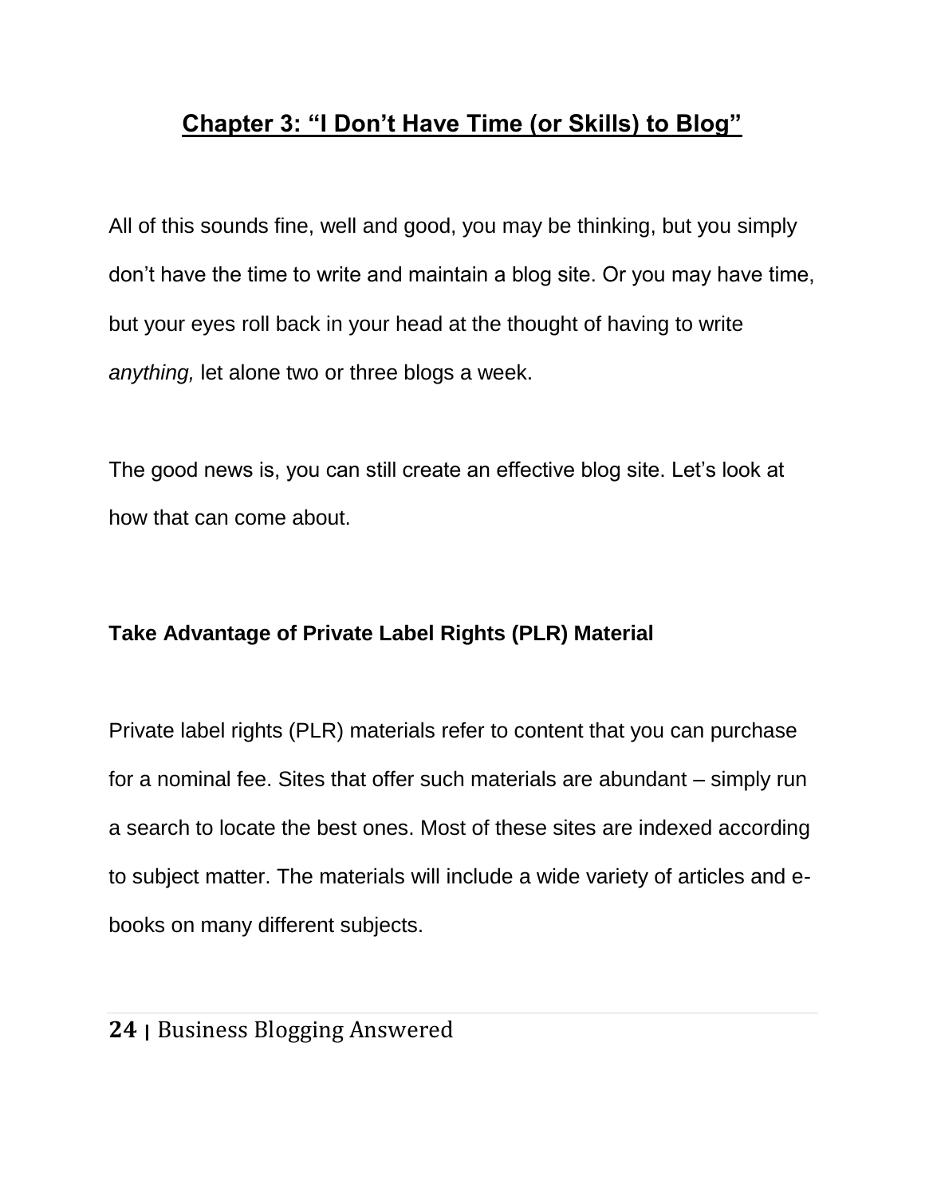## Chapter 3: "I Don't Have Time (or Skills) to Blog"

All of this sounds fine, well and good, you may be thinking, but you simply don't have the time to write and maintain a blog site. Or you may have time, but your eyes roll back in your head at the thought of having to write *anything,* let alone two or three blogs a week.

The good news is, you can still create an effective blog site. Let's look at how that can come about.

### Take Advantage of Private Label Rights (PLR) Material

Private label rights (PLR) materials refer to content that you can purchase for a nominal fee. Sites that offer such materials are abundant – simply run a search to locate the best ones. Most of these sites are indexed according to subject matter. The materials will include a wide variety of articles and e-books on many different subjects.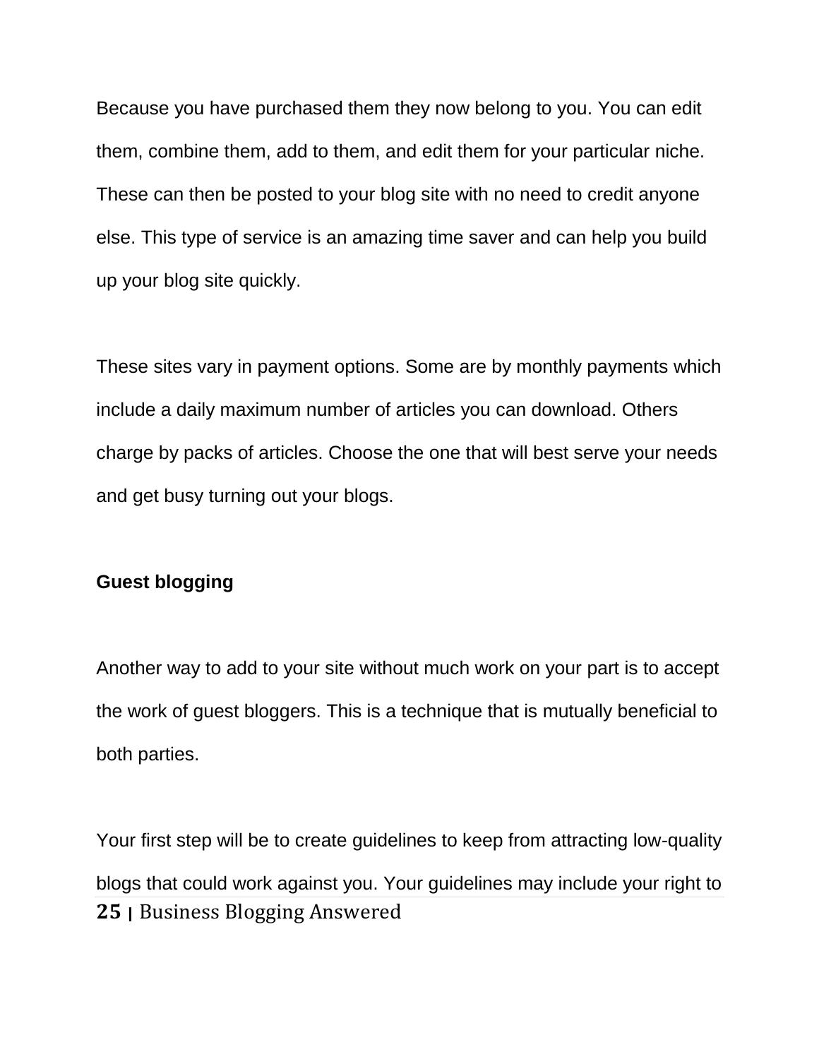Because you have purchased them they now belong to you. You can edit them, combine them, add to them, and edit them for your particular niche. These can then be posted to your blog site with no need to credit anyone else. This type of service is an amazing time saver and can help you build up your blog site quickly.

These sites vary in payment options. Some are by monthly payments which include a daily maximum number of articles you can download. Others charge by packs of articles. Choose the one that will best serve your needs and get busy turning out your blogs.

**Guest blogging**

Another way to add to your site without much work on your part is to accept the work of guest bloggers. This is a technique that is mutually beneficial to both parties.

Your first step will be to create guidelines to keep from attracting low-quality blogs that could work against you. Your guidelines may include your right to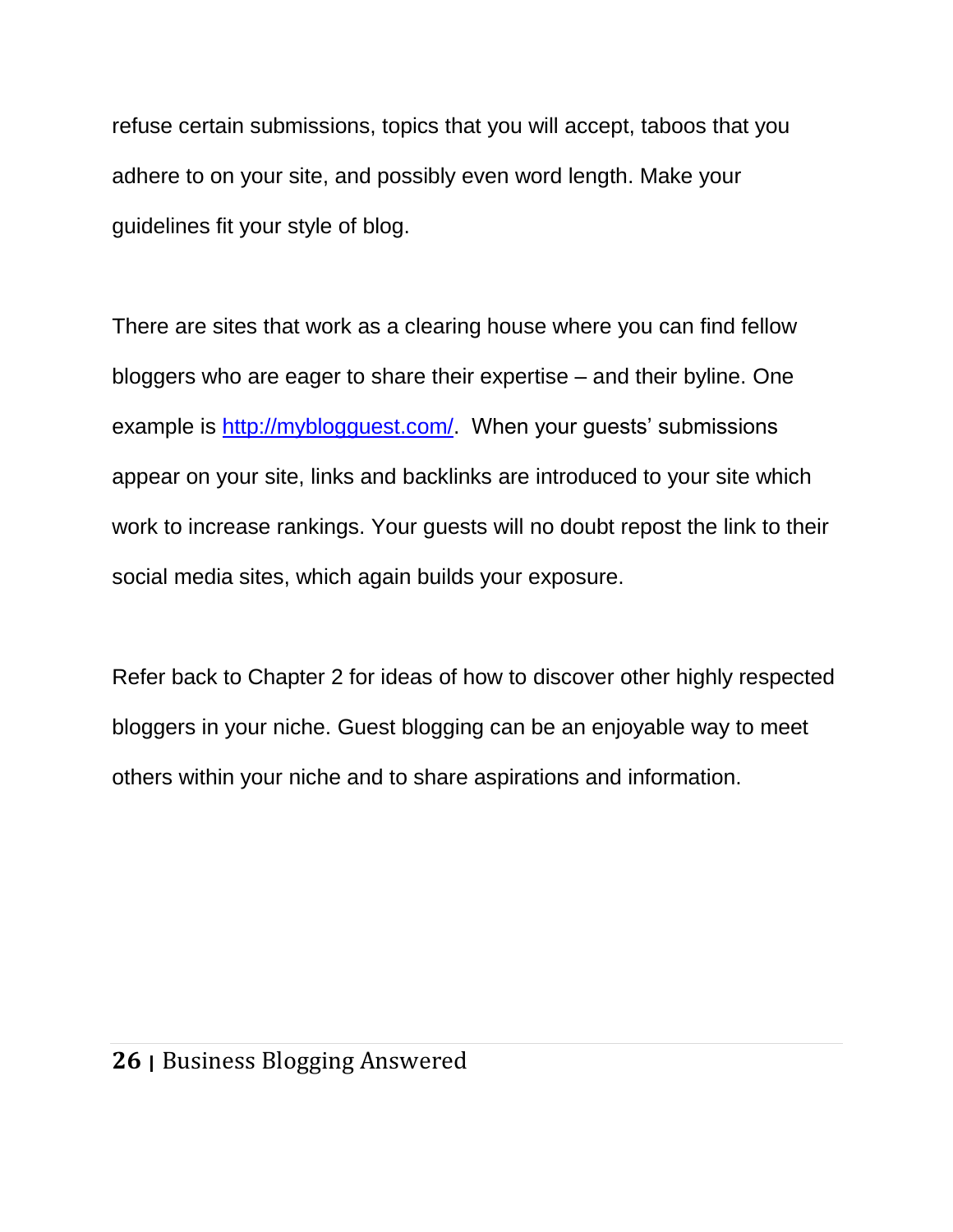refuse certain submissions, topics that you will accept, taboos that you adhere to on your site, and possibly even word length. Make your guidelines fit your style of blog.

There are sites that work as a clearing house where you can find fellow bloggers who are eager to share their expertise – and their byline. One example is [http://myblogguest.com/](http://myblogguest.com/). When your guests' submissions appear on your site, links and backlinks are introduced to your site which work to increase rankings. Your guests will no doubt repost the link to their social media sites, which again builds your exposure.

Refer back to Chapter 2 for ideas of how to discover other highly respected bloggers in your niche. Guest blogging can be an enjoyable way to meet others within your niche and to share aspirations and information.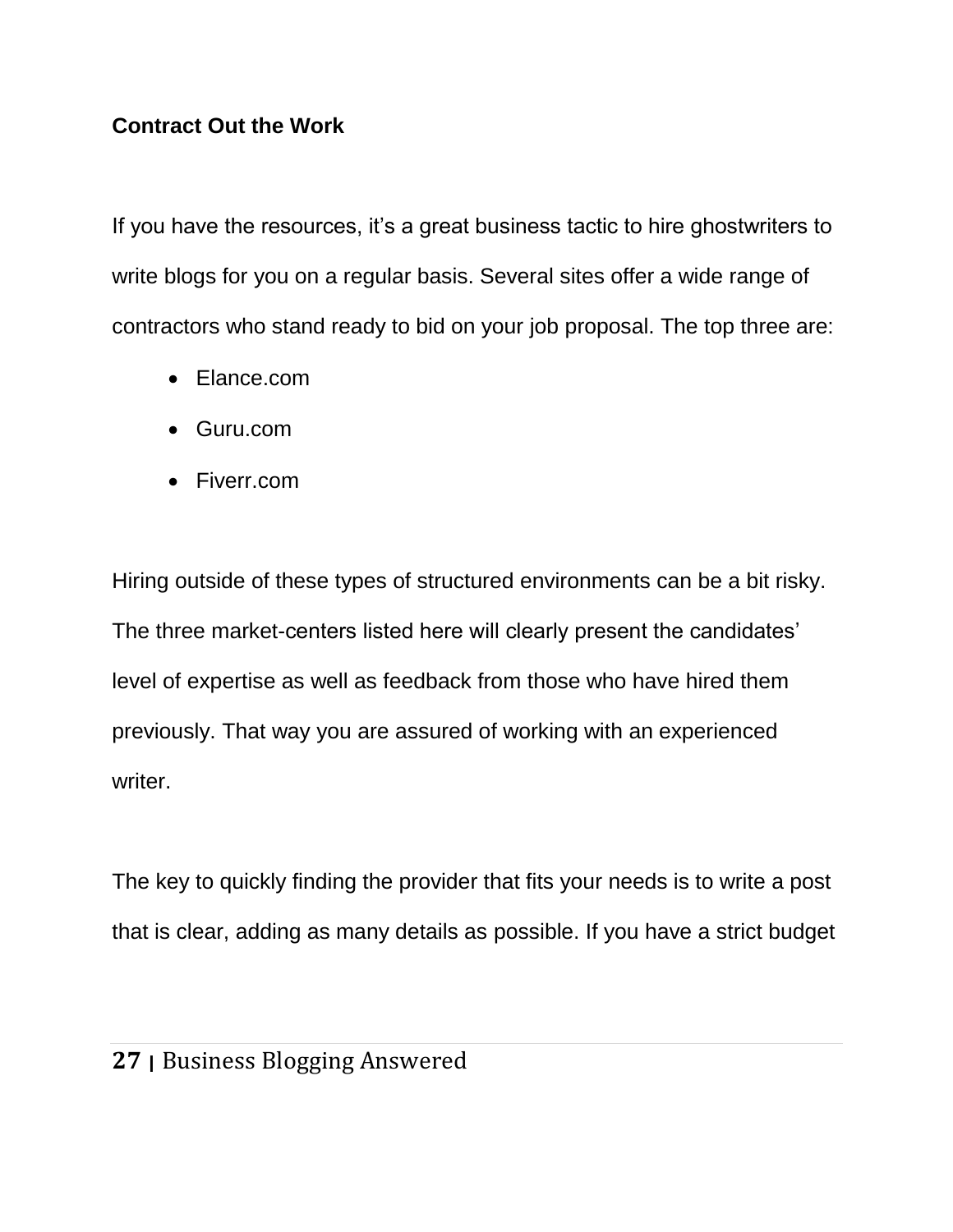**Contract Out the Work**

If you have the resources, it's a great business tactic to hire ghostwriters to write blogs for you on a regular basis. Several sites offer a wide range of contractors who stand ready to bid on your job proposal. The top three are:

- Elance.com
- Guru.com
- Fiverr.com

Hiring outside of these types of structured environments can be a bit risky. The three market-centers listed here will clearly present the candidates' level of expertise as well as feedback from those who have hired them previously. That way you are assured of working with an experienced writer.

The key to quickly finding the provider that fits your needs is to write a post that is clear, adding as many details as possible. If you have a strict budget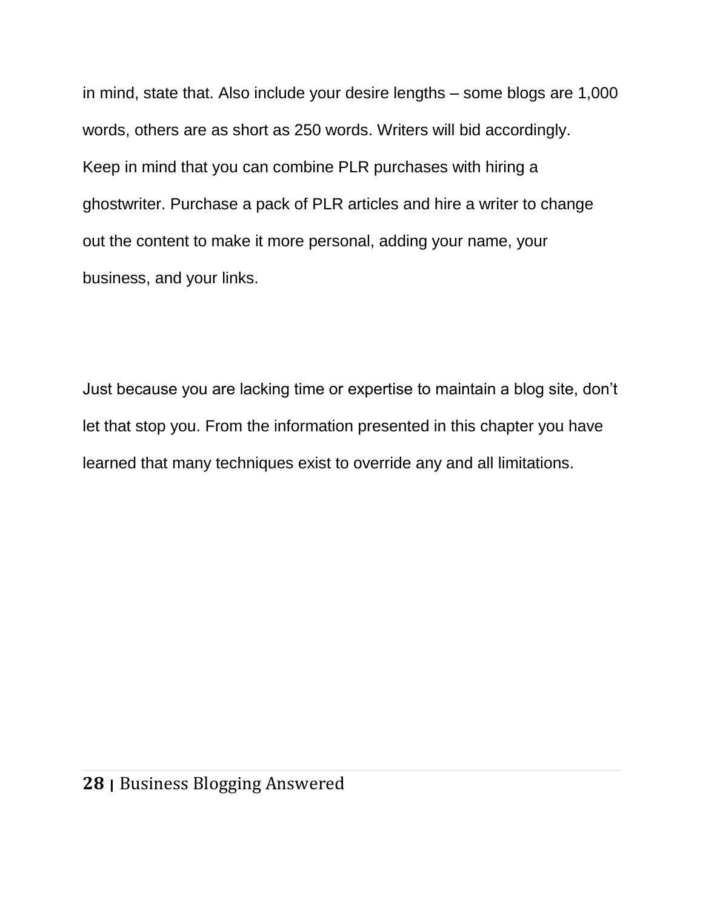in mind, state that. Also include your desire lengths – some blogs are 1,000 words, others are as short as 250 words. Writers will bid accordingly.

Keep in mind that you can combine PLR purchases with hiring a ghostwriter. Purchase a pack of PLR articles and hire a writer to change out the content to make it more personal, adding your name, your business, and your links.

Just because you are lacking time or expertise to maintain a blog site, don't let that stop you. From the information presented in this chapter you have learned that many techniques exist to override any and all limitations.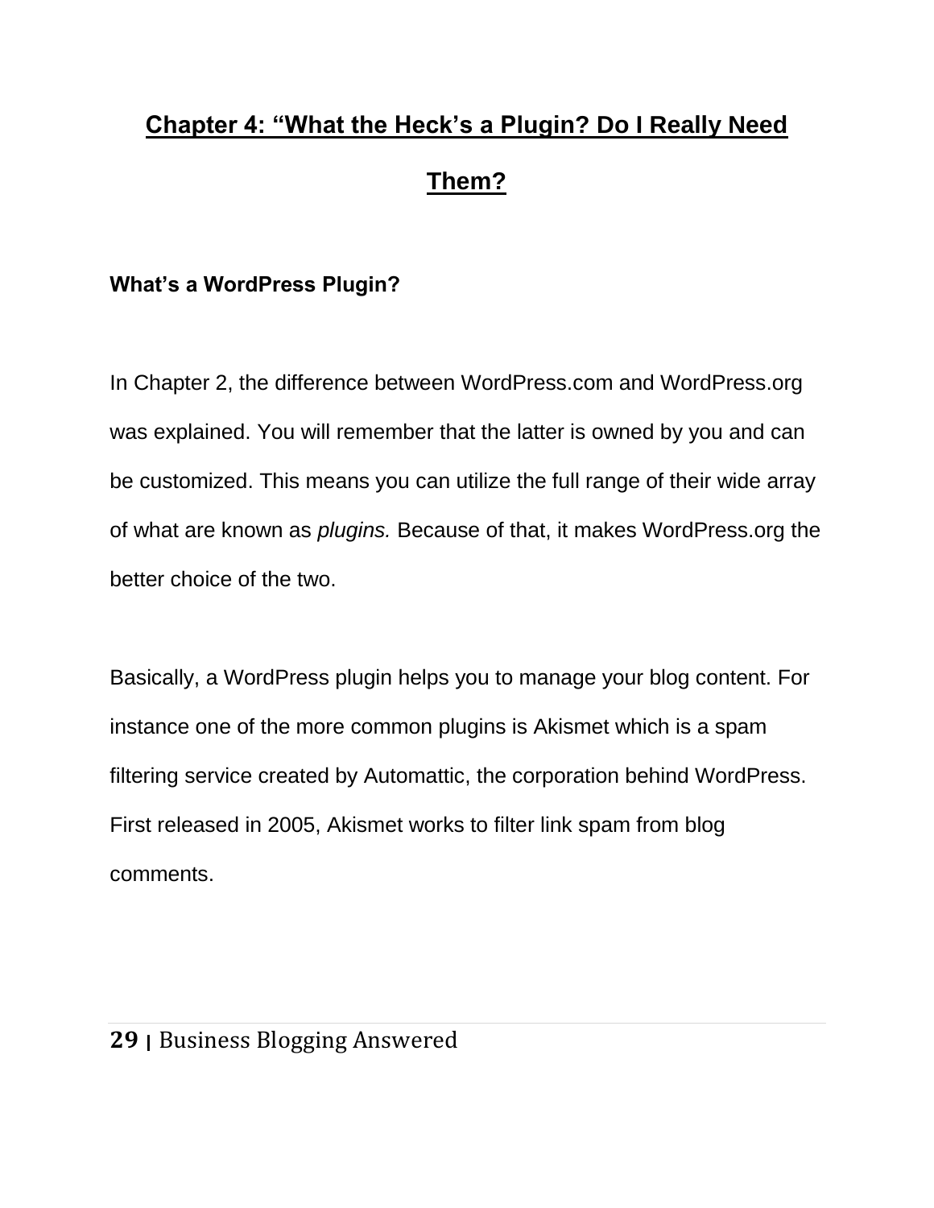## Chapter 4: "What the Heck's a Plugin? Do I Really Need Them?

### What's a WordPress Plugin?

In Chapter 2, the difference between WordPress.com and WordPress.org was explained. You will remember that the latter is owned by you and can be customized. This means you can utilize the full range of their wide array of what are known as *plugins.* Because of that, it makes WordPress.org the better choice of the two.

Basically, a WordPress plugin helps you to manage your blog content. For instance one of the more common plugins is Akismet which is a spam filtering service created by Automattic, the corporation behind WordPress. First released in 2005, Akismet works to filter link spam from blog comments.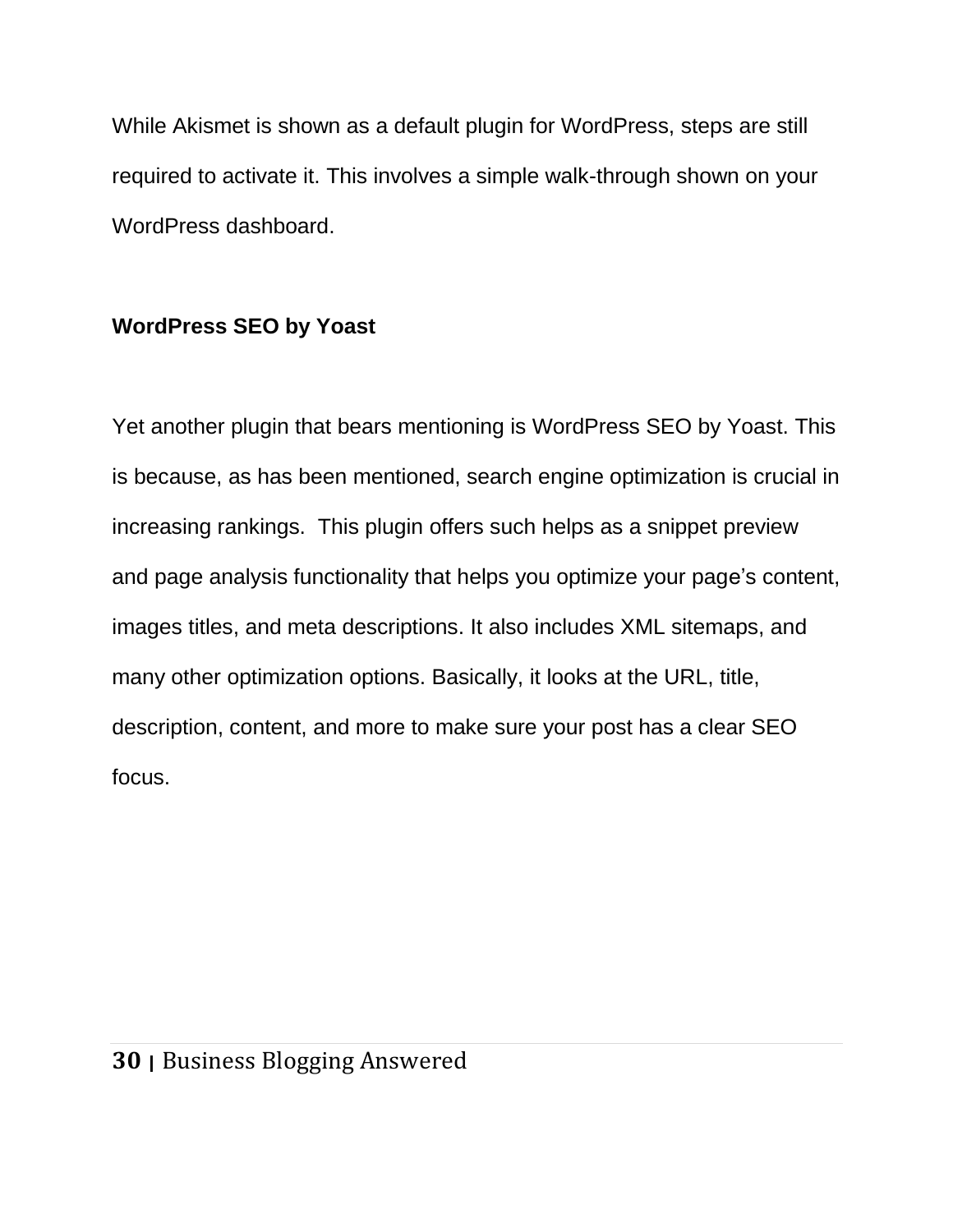While Akismet is shown as a default plugin for WordPress, steps are still required to activate it. This involves a simple walk-through shown on your WordPress dashboard.

### WordPress SEO by Yoast

Yet another plugin that bears mentioning is WordPress SEO by Yoast. This is because, as has been mentioned, search engine optimization is crucial in increasing rankings.  This plugin offers such helps as a snippet preview and page analysis functionality that helps you optimize your page's content, images titles, and meta descriptions. It also includes XML sitemaps, and many other optimization options. Basically, it looks at the URL, title, description, content, and more to make sure your post has a clear SEO focus.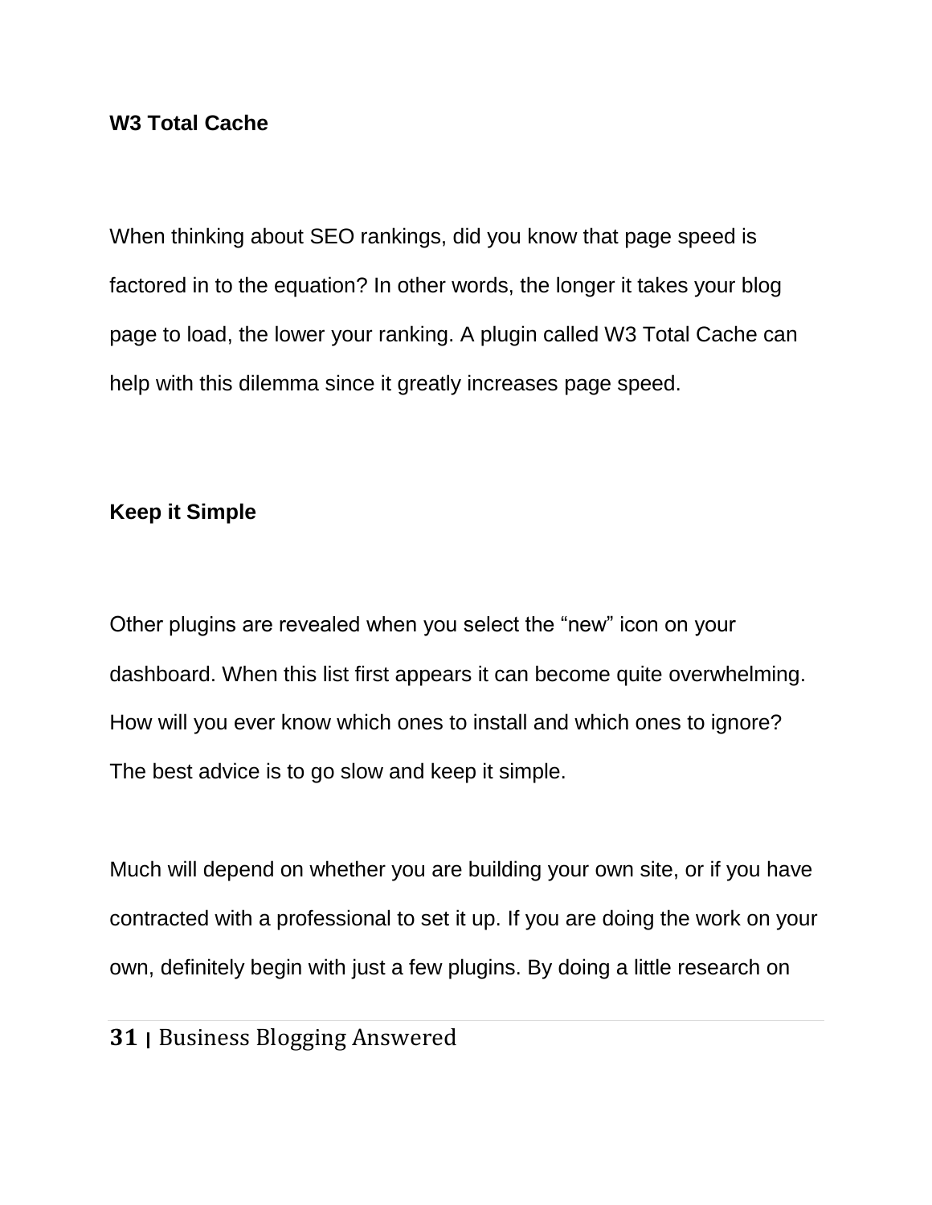**W3 Total Cache**

When thinking about SEO rankings, did you know that page speed is factored in to the equation? In other words, the longer it takes your blog page to load, the lower your ranking. A plugin called W3 Total Cache can help with this dilemma since it greatly increases page speed.

**Keep it Simple**

Other plugins are revealed when you select the "new" icon on your dashboard. When this list first appears it can become quite overwhelming. How will you ever know which ones to install and which ones to ignore? The best advice is to go slow and keep it simple.

Much will depend on whether you are building your own site, or if you have contracted with a professional to set it up. If you are doing the work on your own, definitely begin with just a few plugins. By doing a little research on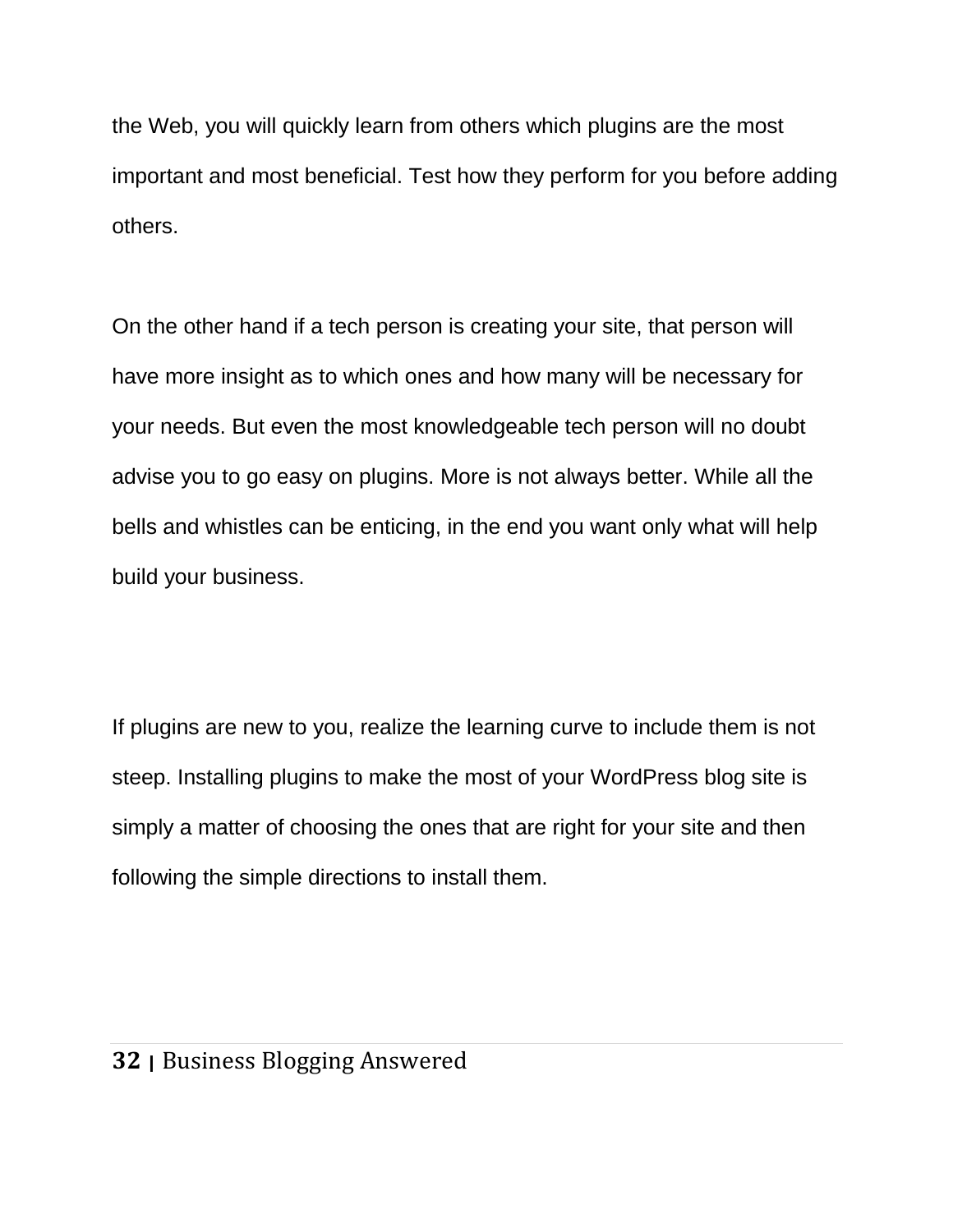the Web, you will quickly learn from others which plugins are the most important and most beneficial. Test how they perform for you before adding others.

On the other hand if a tech person is creating your site, that person will have more insight as to which ones and how many will be necessary for your needs. But even the most knowledgeable tech person will no doubt advise you to go easy on plugins. More is not always better. While all the bells and whistles can be enticing, in the end you want only what will help build your business.

If plugins are new to you, realize the learning curve to include them is not steep. Installing plugins to make the most of your WordPress blog site is simply a matter of choosing the ones that are right for your site and then following the simple directions to install them.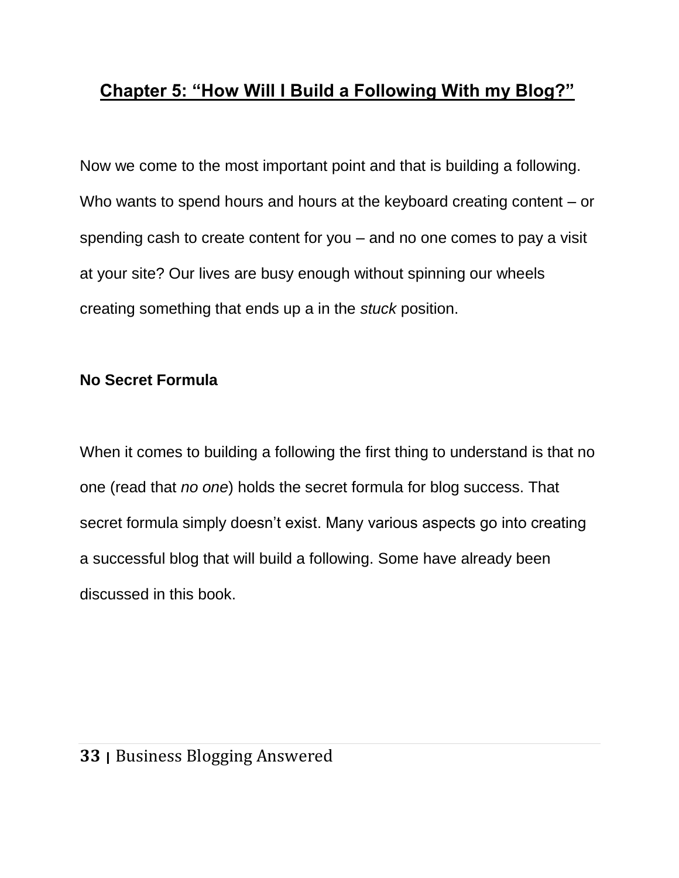## Chapter 5: "How Will I Build a Following With my Blog?"

Now we come to the most important point and that is building a following. Who wants to spend hours and hours at the keyboard creating content – or spending cash to create content for you – and no one comes to pay a visit at your site? Our lives are busy enough without spinning our wheels creating something that ends up a in the *stuck* position.

### No Secret Formula

When it comes to building a following the first thing to understand is that no one (read that *no one*) holds the secret formula for blog success. That secret formula simply doesn't exist. Many various aspects go into creating a successful blog that will build a following. Some have already been discussed in this book.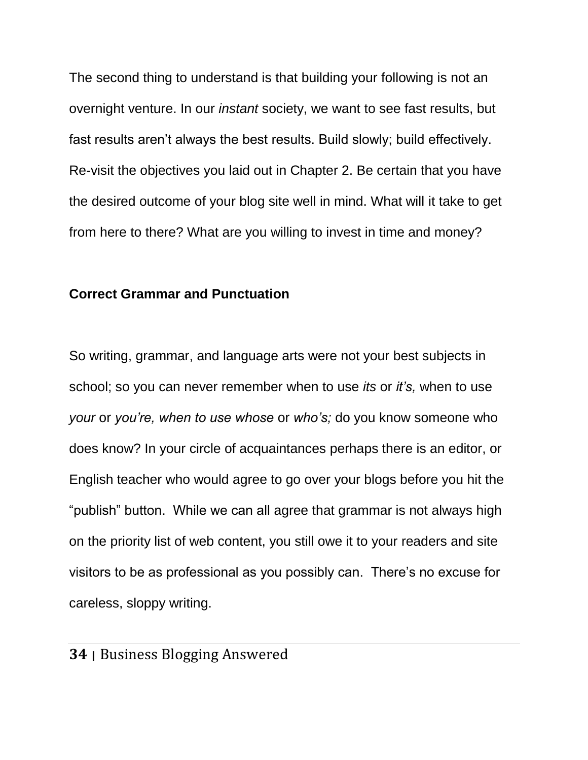The second thing to understand is that building your following is not an overnight venture. In our *instant* society, we want to see fast results, but fast results aren't always the best results. Build slowly; build effectively. Re-visit the objectives you laid out in Chapter 2. Be certain that you have the desired outcome of your blog site well in mind. What will it take to get from here to there? What are you willing to invest in time and money?

### Correct Grammar and Punctuation

So writing, grammar, and language arts were not your best subjects in school; so you can never remember when to use *its* or *it's,* when to use *your* or *you're, when to use whose* or *who's;* do you know someone who does know? In your circle of acquaintances perhaps there is an editor, or English teacher who would agree to go over your blogs before you hit the "publish" button.  While we can all agree that grammar is not always high on the priority list of web content, you still owe it to your readers and site visitors to be as professional as you possibly can.  There's no excuse for careless, sloppy writing.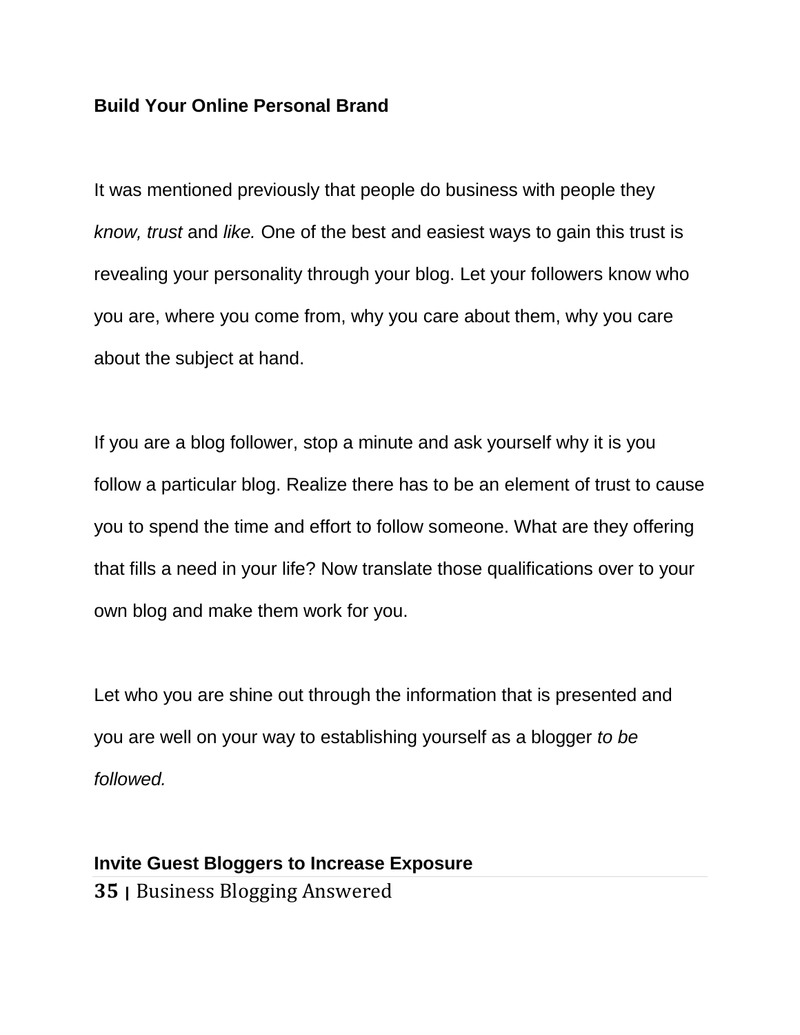**Build Your Online Personal Brand**

It was mentioned previously that people do business with people they *know, trust* and *like.* One of the best and easiest ways to gain this trust is revealing your personality through your blog. Let your followers know who you are, where you come from, why you care about them, why you care about the subject at hand.

If you are a blog follower, stop a minute and ask yourself why it is you follow a particular blog. Realize there has to be an element of trust to cause you to spend the time and effort to follow someone. What are they offering that fills a need in your life? Now translate those qualifications over to your own blog and make them work for you.

Let who you are shine out through the information that is presented and you are well on your way to establishing yourself as a blogger *to be followed.*

**Invite Guest Bloggers to Increase Exposure**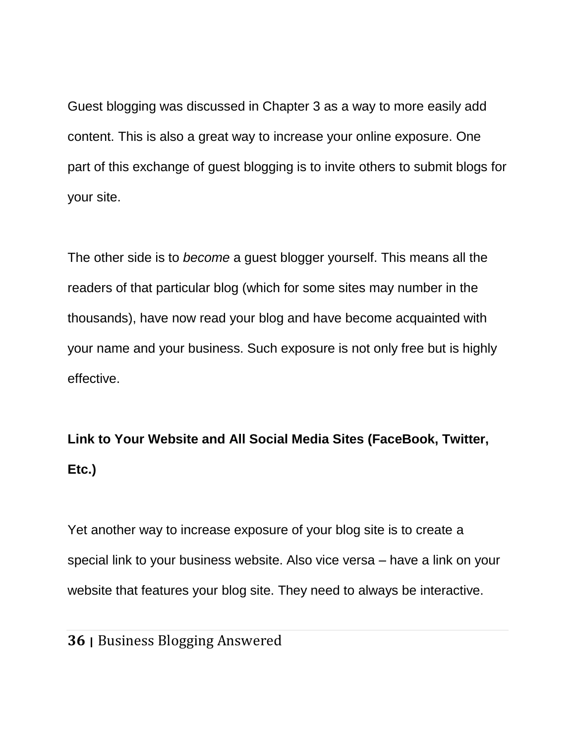Guest blogging was discussed in Chapter 3 as a way to more easily add content. This is also a great way to increase your online exposure. One part of this exchange of guest blogging is to invite others to submit blogs for your site.

The other side is to *become* a guest blogger yourself. This means all the readers of that particular blog (which for some sites may number in the thousands), have now read your blog and have become acquainted with your name and your business. Such exposure is not only free but is highly effective.

**Link to Your Website and All Social Media Sites (FaceBook, Twitter, Etc.)**

Yet another way to increase exposure of your blog site is to create a special link to your business website. Also vice versa – have a link on your website that features your blog site. They need to always be interactive.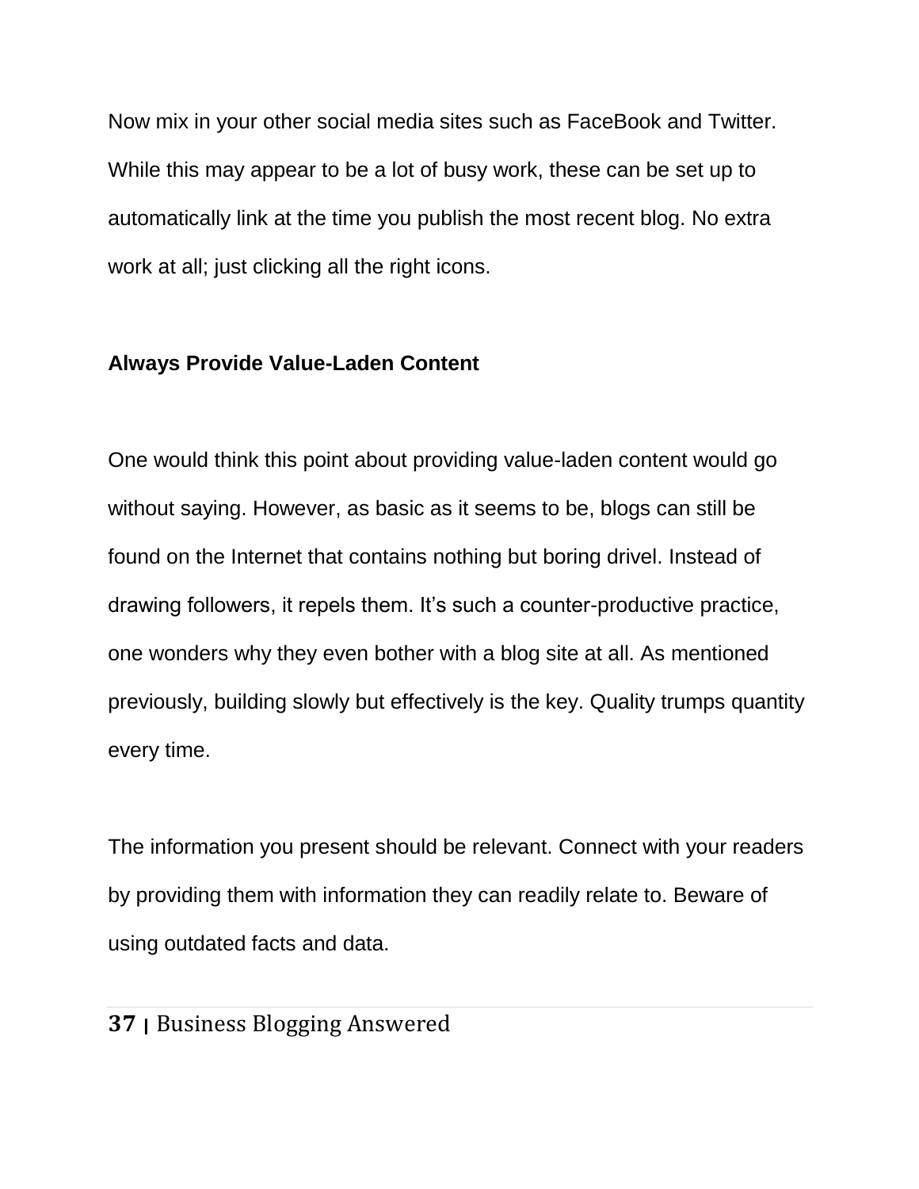Now mix in your other social media sites such as FaceBook and Twitter. While this may appear to be a lot of busy work, these can be set up to automatically link at the time you publish the most recent blog. No extra work at all; just clicking all the right icons.

## Always Provide Value-Laden Content

One would think this point about providing value-laden content would go without saying. However, as basic as it seems to be, blogs can still be found on the Internet that contains nothing but boring drivel. Instead of drawing followers, it repels them. It's such a counter-productive practice, one wonders why they even bother with a blog site at all. As mentioned previously, building slowly but effectively is the key. Quality trumps quantity every time.

The information you present should be relevant. Connect with your readers by providing them with information they can readily relate to. Beware of using outdated facts and data.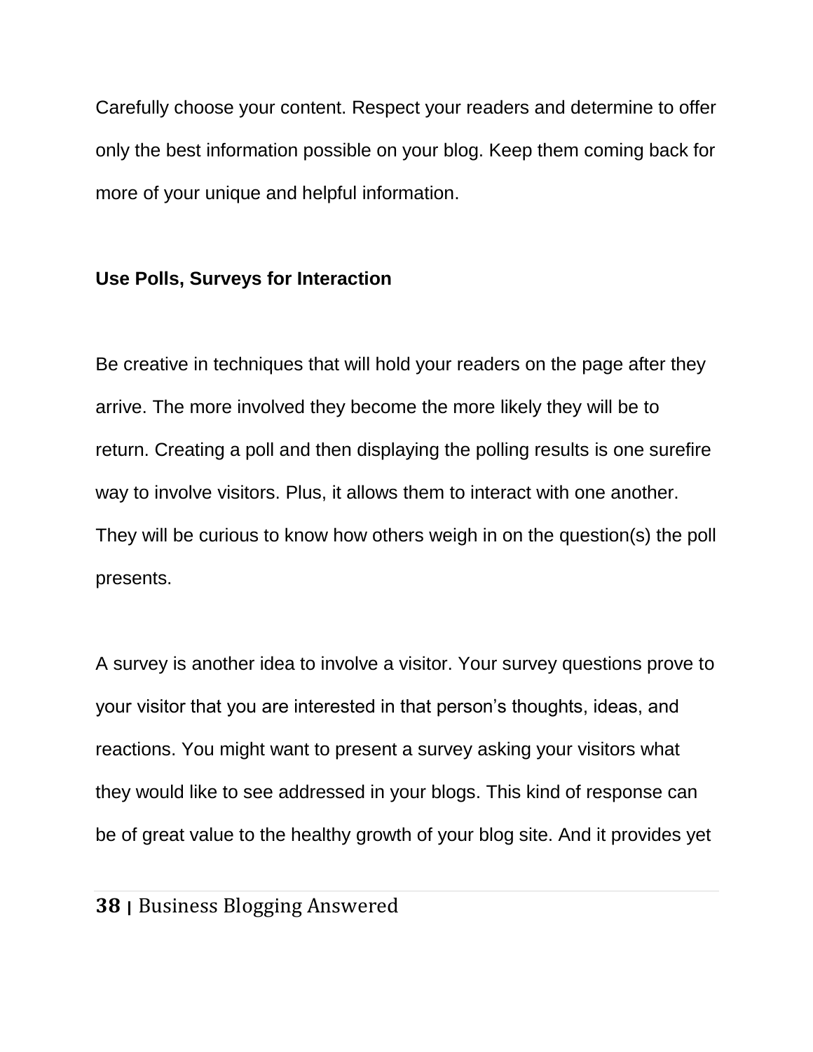Carefully choose your content. Respect your readers and determine to offer only the best information possible on your blog. Keep them coming back for more of your unique and helpful information.

### Use Polls, Surveys for Interaction

Be creative in techniques that will hold your readers on the page after they arrive. The more involved they become the more likely they will be to return. Creating a poll and then displaying the polling results is one surefire way to involve visitors. Plus, it allows them to interact with one another. They will be curious to know how others weigh in on the question(s) the poll presents.

A survey is another idea to involve a visitor. Your survey questions prove to your visitor that you are interested in that person's thoughts, ideas, and reactions. You might want to present a survey asking your visitors what they would like to see addressed in your blogs. This kind of response can be of great value to the healthy growth of your blog site. And it provides yet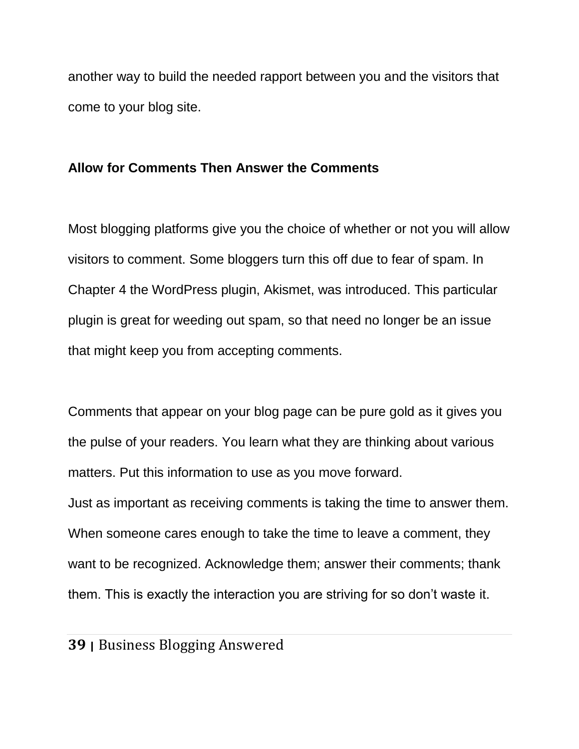another way to build the needed rapport between you and the visitors that come to your blog site.

### Allow for Comments Then Answer the Comments

Most blogging platforms give you the choice of whether or not you will allow visitors to comment. Some bloggers turn this off due to fear of spam. In Chapter 4 the WordPress plugin, Akismet, was introduced. This particular plugin is great for weeding out spam, so that need no longer be an issue that might keep you from accepting comments.

Comments that appear on your blog page can be pure gold as it gives you the pulse of your readers. You learn what they are thinking about various matters. Put this information to use as you move forward.

Just as important as receiving comments is taking the time to answer them. When someone cares enough to take the time to leave a comment, they want to be recognized. Acknowledge them; answer their comments; thank them. This is exactly the interaction you are striving for so don't waste it.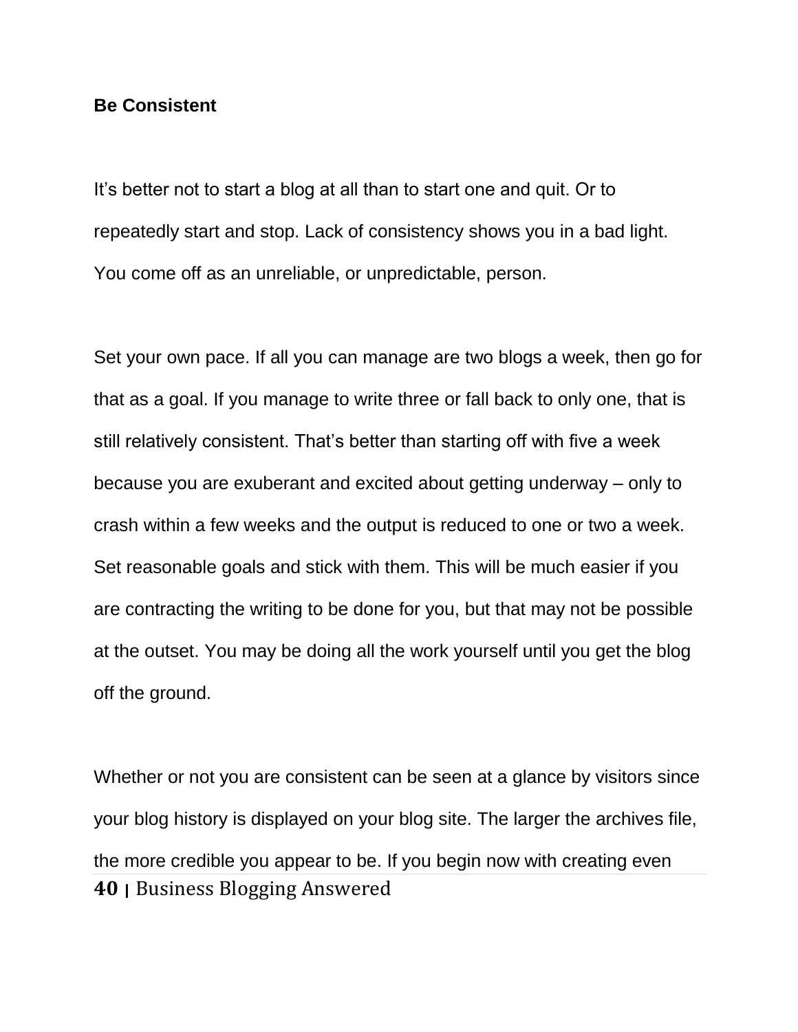**Be Consistent**

It's better not to start a blog at all than to start one and quit. Or to repeatedly start and stop. Lack of consistency shows you in a bad light. You come off as an unreliable, or unpredictable, person.

Set your own pace. If all you can manage are two blogs a week, then go for that as a goal. If you manage to write three or fall back to only one, that is still relatively consistent. That's better than starting off with five a week because you are exuberant and excited about getting underway – only to crash within a few weeks and the output is reduced to one or two a week. Set reasonable goals and stick with them. This will be much easier if you are contracting the writing to be done for you, but that may not be possible at the outset. You may be doing all the work yourself until you get the blog off the ground.

Whether or not you are consistent can be seen at a glance by visitors since your blog history is displayed on your blog site. The larger the archives file, the more credible you appear to be. If you begin now with creating even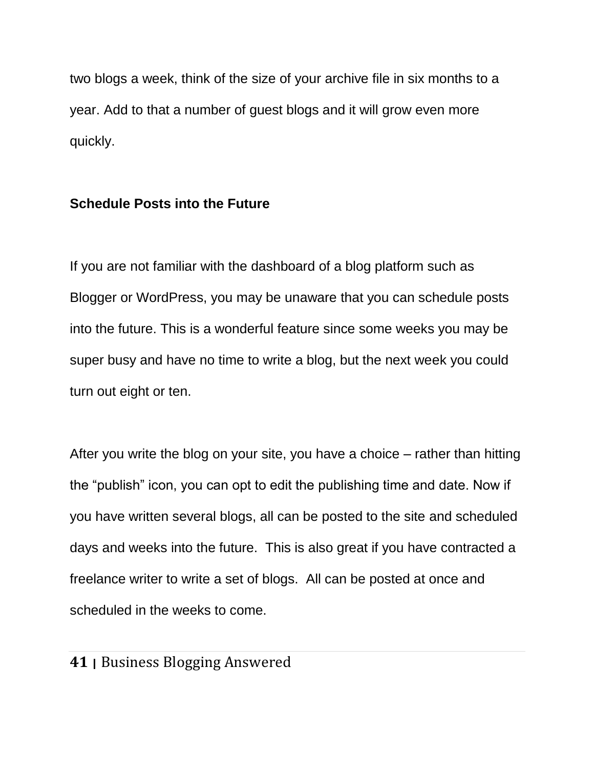two blogs a week, think of the size of your archive file in six months to a year. Add to that a number of guest blogs and it will grow even more quickly.

### Schedule Posts into the Future

If you are not familiar with the dashboard of a blog platform such as Blogger or WordPress, you may be unaware that you can schedule posts into the future. This is a wonderful feature since some weeks you may be super busy and have no time to write a blog, but the next week you could turn out eight or ten.

After you write the blog on your site, you have a choice – rather than hitting the "publish" icon, you can opt to edit the publishing time and date. Now if you have written several blogs, all can be posted to the site and scheduled days and weeks into the future. This is also great if you have contracted a freelance writer to write a set of blogs. All can be posted at once and scheduled in the weeks to come.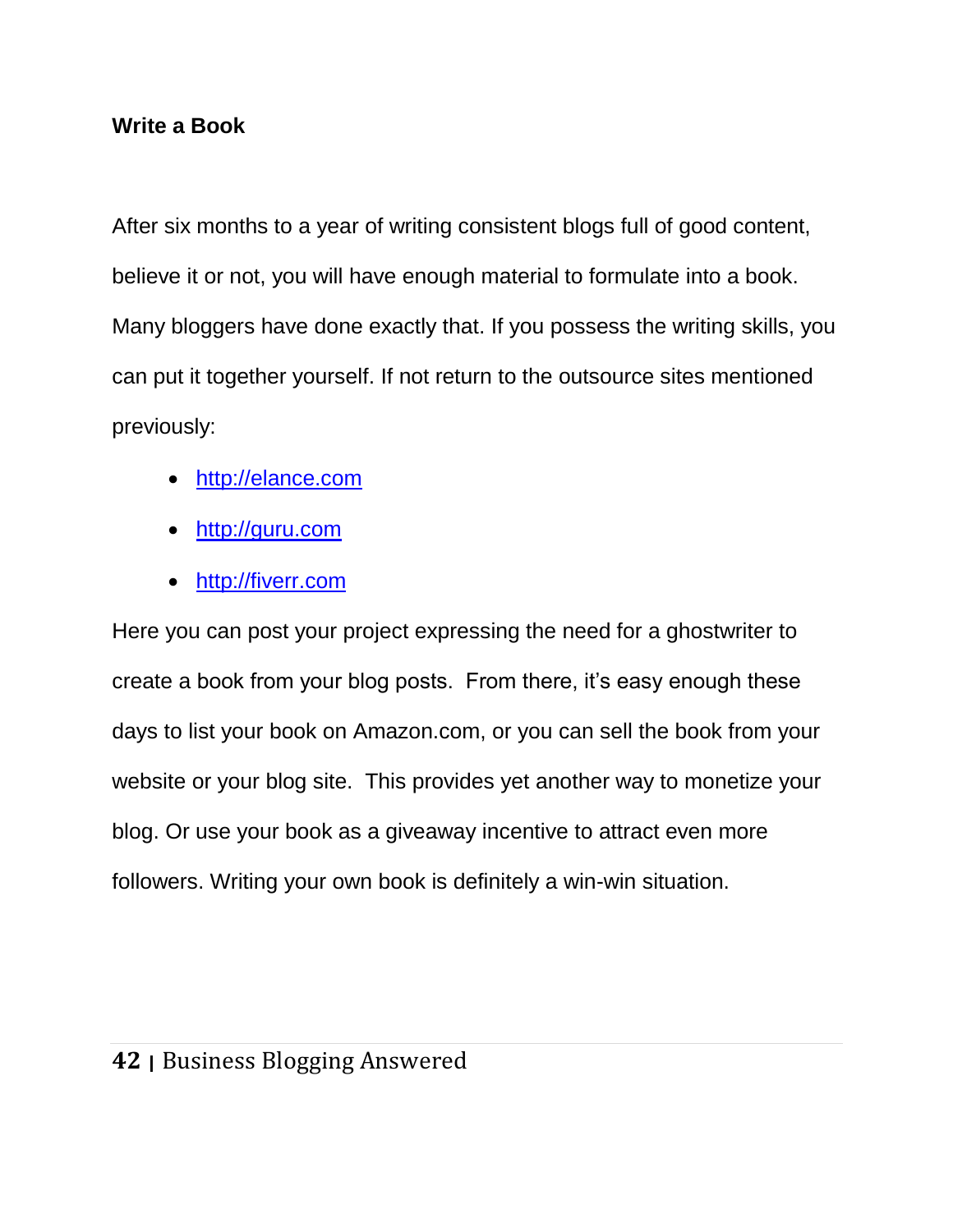## Write a Book

After six months to a year of writing consistent blogs full of good content, believe it or not, you will have enough material to formulate into a book. Many bloggers have done exactly that. If you possess the writing skills, you can put it together yourself. If not return to the outsource sites mentioned previously:

- http://elance.com
- http://guru.com
- http://fiverr.com

Here you can post your project expressing the need for a ghostwriter to create a book from your blog posts. From there, it's easy enough these days to list your book on Amazon.com, or you can sell the book from your website or your blog site. This provides yet another way to monetize your blog. Or use your book as a giveaway incentive to attract even more followers. Writing your own book is definitely a win-win situation.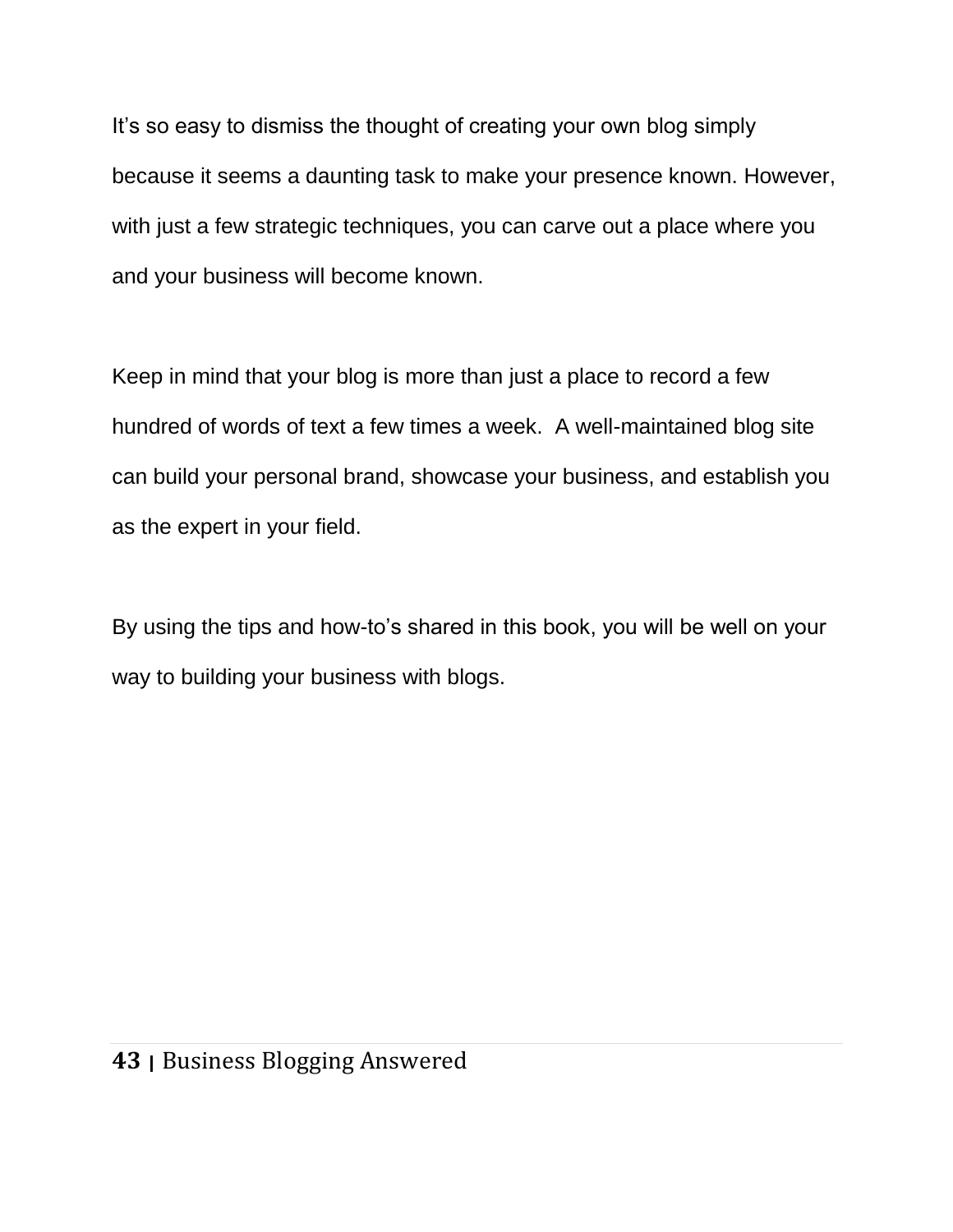It’s so easy to dismiss the thought of creating your own blog simply because it seems a daunting task to make your presence known. However, with just a few strategic techniques, you can carve out a place where you and your business will become known.

Keep in mind that your blog is more than just a place to record a few hundred of words of text a few times a week.  A well-maintained blog site can build your personal brand, showcase your business, and establish you as the expert in your field.

By using the tips and how-to’s shared in this book, you will be well on your way to building your business with blogs.